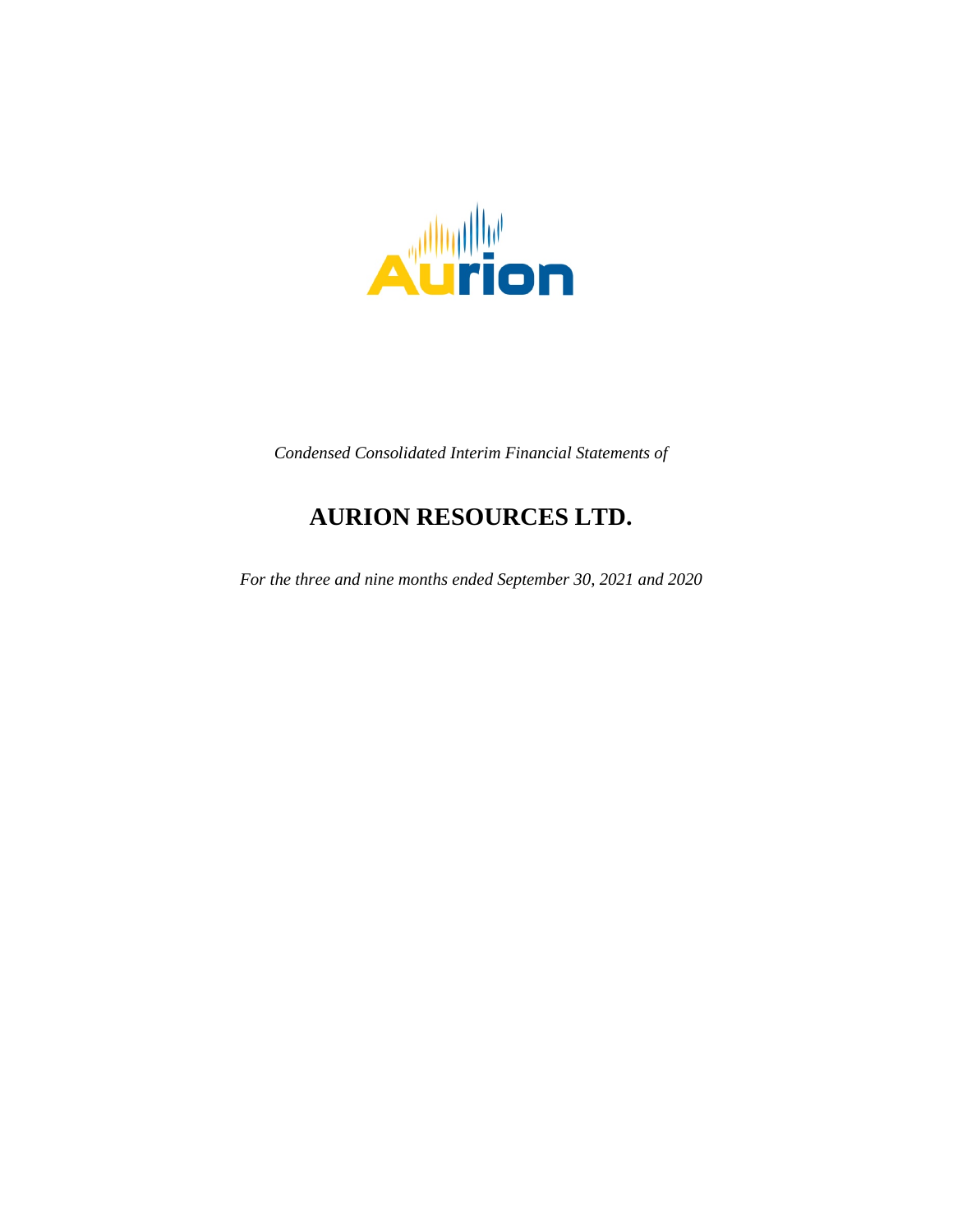*Condensed Consolidated Interim Financial Statements of*

# AURION RESOURCES LTD.

*For the three and nine months ended September 30, 2021 and 2020*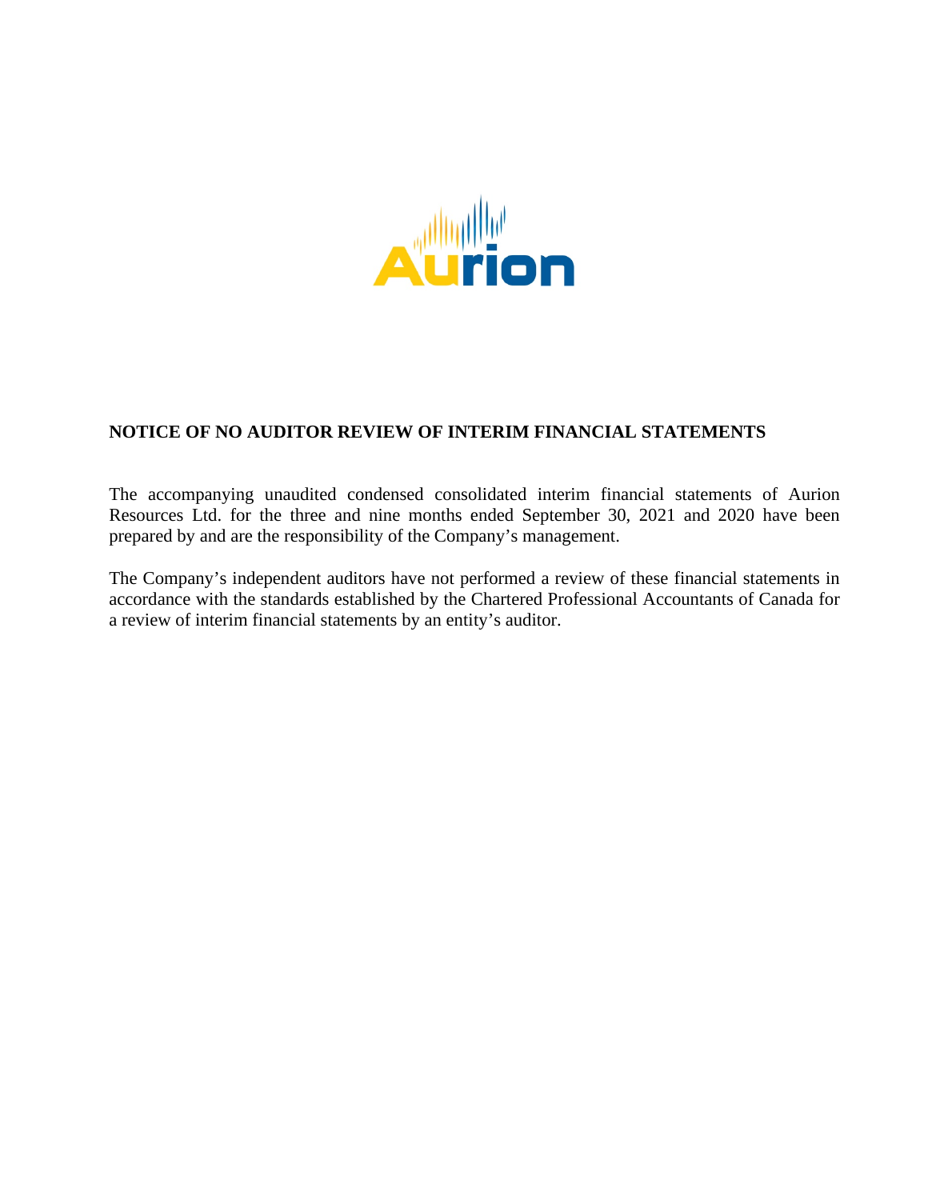## NOTICE OF NO AUDITOR REVIEW OF INTERIM FINANCIAL STATEMENTS

The accompanying unaudited condensed consolidated interim financial statements of Aurion Resources Ltd. for the three and nine months ended September 30, 2021 and 2020 have been prepared by and are the responsibility of the Company's management.

The Company's independent auditors have not performed a review of these financial statements in accordance with the standards established by the Chartered Professional Accountants of Canada for a review of interim financial statements by an entity's auditor.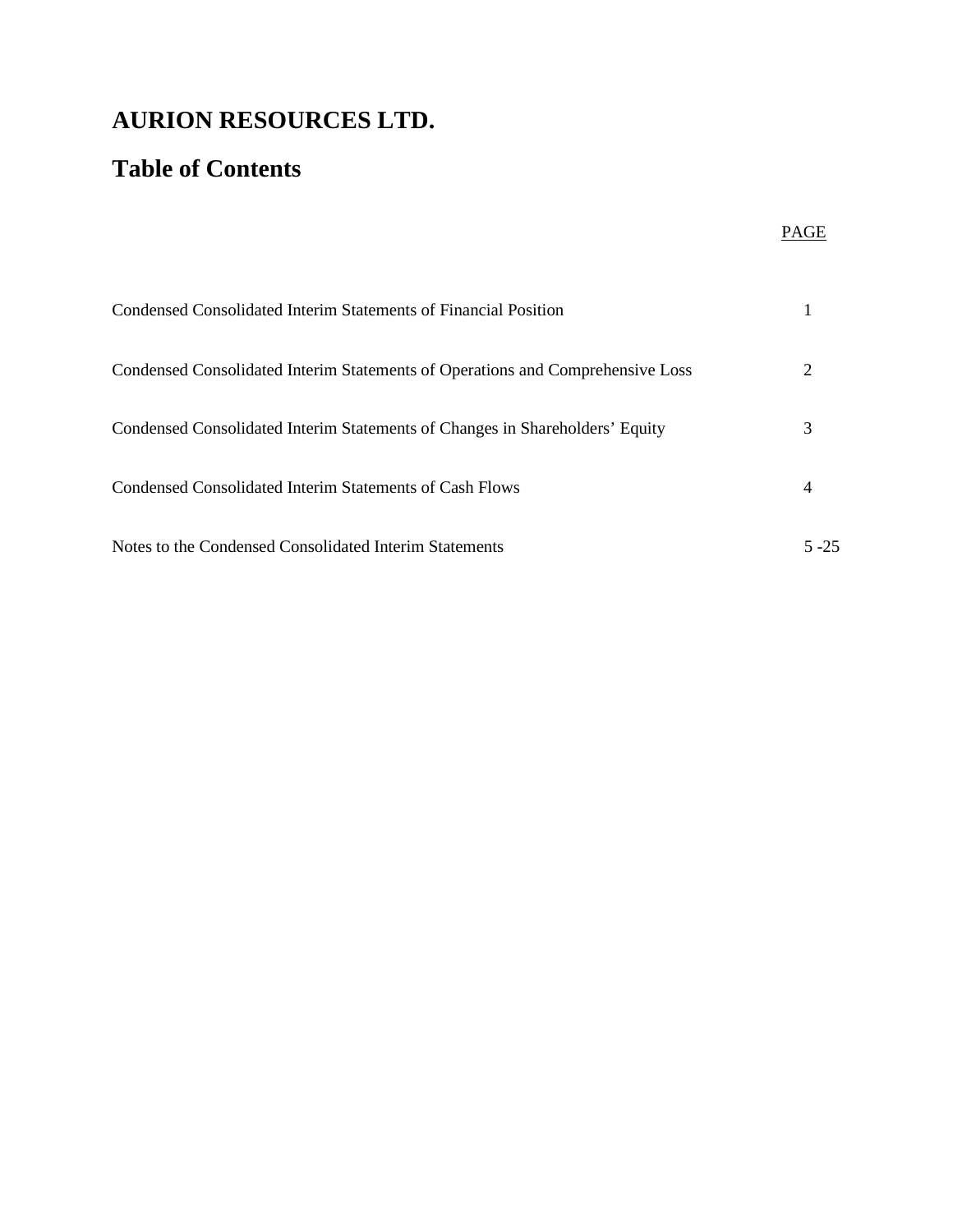# AURION RESOURCES LTD.

## Table of Contents

| | PAGE |
|---|---|
| Condensed Consolidated Interim Statements of Financial Position | 1 |
| Condensed Consolidated Interim Statements of Operations and Comprehensive Loss | 2 |
| Condensed Consolidated Interim Statements of Changes in Shareholders' Equity | 3 |
| Condensed Consolidated Interim Statements of Cash Flows | 4 |
| Notes to the Condensed Consolidated Interim Statements | 5 -25 |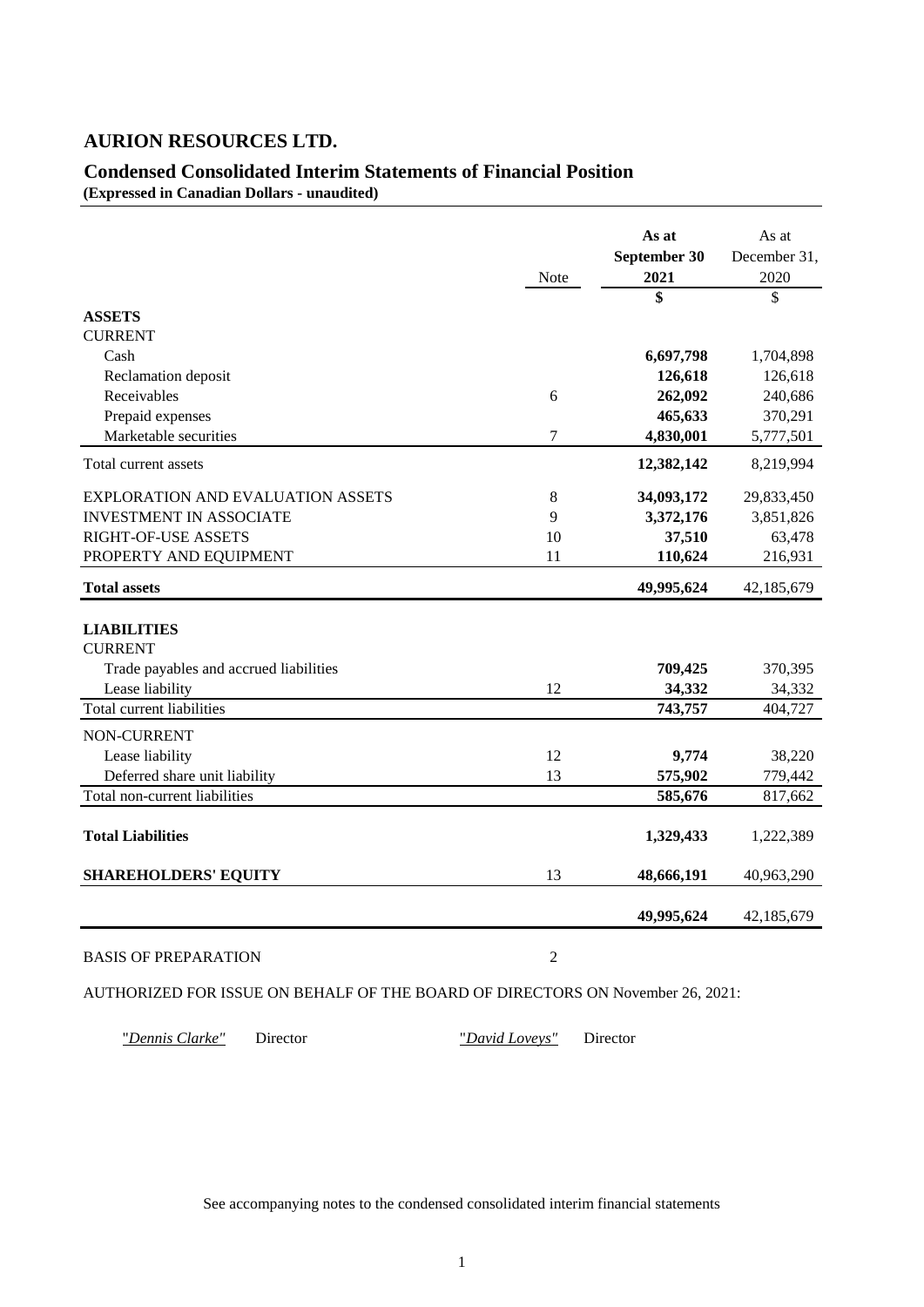# AURION RESOURCES LTD.

## Condensed Consolidated Interim Statements of Financial Position

**(Expressed in Canadian Dollars - unaudited)**

| | Note | **As at September 30 2021** | As at December 31, 2020 |
|---|---|---|---|
| | | **$** | $ |
| **ASSETS** | | | |
| CURRENT | | | |
| Cash | | **6,697,798** | 1,704,898 |
| Reclamation deposit | | **126,618** | 126,618 |
| Receivables | 6 | **262,092** | 240,686 |
| Prepaid expenses | | **465,633** | 370,291 |
| Marketable securities | 7 | **4,830,001** | 5,777,501 |
| Total current assets | | **12,382,142** | 8,219,994 |
| EXPLORATION AND EVALUATION ASSETS | 8 | **34,093,172** | 29,833,450 |
| INVESTMENT IN ASSOCIATE | 9 | **3,372,176** | 3,851,826 |
| RIGHT-OF-USE ASSETS | 10 | **37,510** | 63,478 |
| PROPERTY AND EQUIPMENT | 11 | **110,624** | 216,931 |
| **Total assets** | | **49,995,624** | 42,185,679 |
| **LIABILITIES** | | | |
| CURRENT | | | |
| Trade payables and accrued liabilities | | **709,425** | 370,395 |
| Lease liability | 12 | **34,332** | 34,332 |
| Total current liabilities | | **743,757** | 404,727 |
| NON-CURRENT | | | |
| Lease liability | 12 | **9,774** | 38,220 |
| Deferred share unit liability | 13 | **575,902** | 779,442 |
| Total non-current liabilities | | **585,676** | 817,662 |
| **Total Liabilities** | | **1,329,433** | 1,222,389 |
| **SHAREHOLDERS' EQUITY** | 13 | **48,666,191** | 40,963,290 |
| | | **49,995,624** | 42,185,679 |

BASIS OF PREPARATION 2

AUTHORIZED FOR ISSUE ON BEHALF OF THE BOARD OF DIRECTORS ON November 26, 2021:

"*Dennis Clarke*" Director "*David Loveys*" Director

See accompanying notes to the condensed consolidated interim financial statements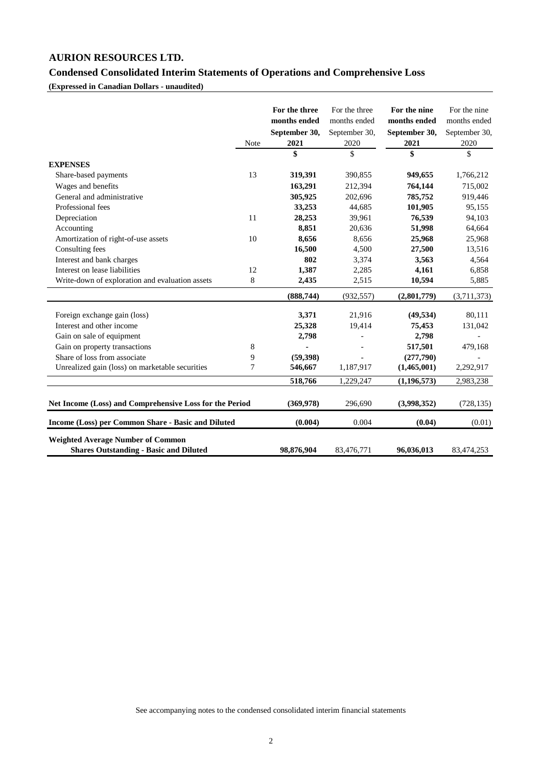# AURION RESOURCES LTD.

## Condensed Consolidated Interim Statements of Operations and Comprehensive Loss

**(Expressed in Canadian Dollars - unaudited)**

| | Note | **For the three months ended September 30, 2021** | For the three months ended September 30, 2020 | **For the nine months ended September 30, 2021** | For the nine months ended September 30, 2020 |
|---|---|---|---|---|---|
| | | **$** | $ | **$** | $ |
| **EXPENSES** | | | | | |
| Share-based payments | 13 | **319,391** | 390,855 | **949,655** | 1,766,212 |
| Wages and benefits | | **163,291** | 212,394 | **764,144** | 715,002 |
| General and administrative | | **305,925** | 202,696 | **785,752** | 919,446 |
| Professional fees | | **33,253** | 44,685 | **101,905** | 95,155 |
| Depreciation | 11 | **28,253** | 39,961 | **76,539** | 94,103 |
| Accounting | | **8,851** | 20,636 | **51,998** | 64,664 |
| Amortization of right-of-use assets | 10 | **8,656** | 8,656 | **25,968** | 25,968 |
| Consulting fees | | **16,500** | 4,500 | **27,500** | 13,516 |
| Interest and bank charges | | **802** | 3,374 | **3,563** | 4,564 |
| Interest on lease liabilities | 12 | **1,387** | 2,285 | **4,161** | 6,858 |
| Write-down of exploration and evaluation assets | 8 | **2,435** | 2,515 | **10,594** | 5,885 |
| | | **(888,744)** | (932,557) | **(2,801,779)** | (3,711,373) |
| Foreign exchange gain (loss) | | **3,371** | 21,916 | **(49,534)** | 80,111 |
| Interest and other income | | **25,328** | 19,414 | **75,453** | 131,042 |
| Gain on sale of equipment | | **2,798** | - | **2,798** | - |
| Gain on property transactions | 8 | **-** | - | **517,501** | 479,168 |
| Share of loss from associate | 9 | **(59,398)** | - | **(277,790)** | - |
| Unrealized gain (loss) on marketable securities | 7 | **546,667** | 1,187,917 | **(1,465,001)** | 2,292,917 |
| | | **518,766** | 1,229,247 | **(1,196,573)** | 2,983,238 |
| **Net Income (Loss) and Comprehensive Loss for the Period** | | **(369,978)** | 296,690 | **(3,998,352)** | (728,135) |
| **Income (Loss) per Common Share - Basic and Diluted** | | **(0.004)** | 0.004 | **(0.04)** | (0.01) |
| **Weighted Average Number of Common Shares Outstanding - Basic and Diluted** | | **98,876,904** | 83,476,771 | **96,036,013** | 83,474,253 |

See accompanying notes to the condensed consolidated interim financial statements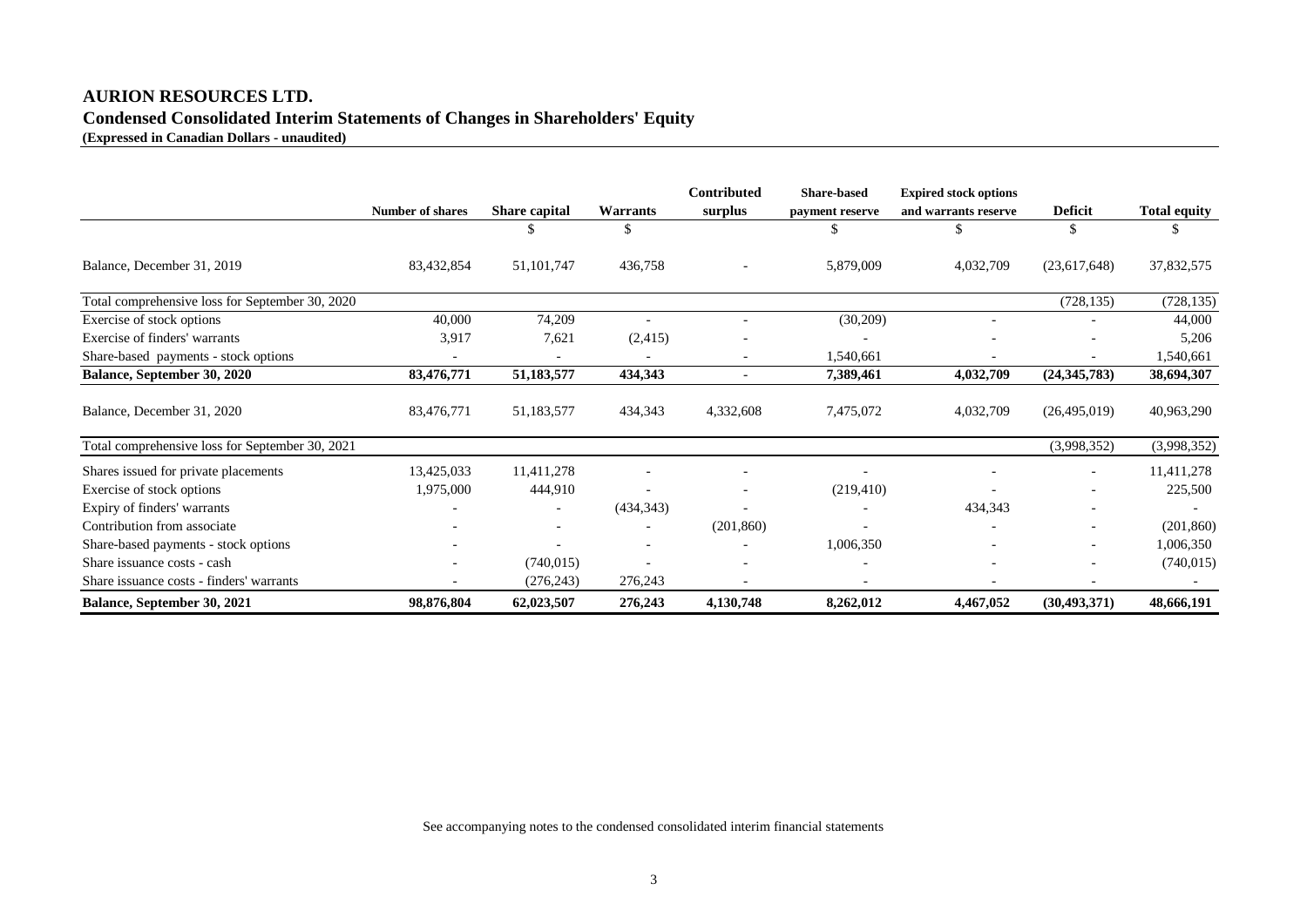# AURION RESOURCES LTD.

## Condensed Consolidated Interim Statements of Changes in Shareholders' Equity

**(Expressed in Canadian Dollars - unaudited)**

| | Number of shares | Share capital | Warrants | Contributed surplus | Share-based payment reserve | Expired stock options and warrants reserve | Deficit | Total equity |
|---|---|---|---|---|---|---|---|---|
| | | $ | $ | | $ | $ | $ | $ |
| Balance, December 31, 2019 | 83,432,854 | 51,101,747 | 436,758 | - | 5,879,009 | 4,032,709 | (23,617,648) | 37,832,575 |
| Total comprehensive loss for September 30, 2020 | | | | | | | (728,135) | (728,135) |
| Exercise of stock options | 40,000 | 74,209 | - | - | (30,209) | - | - | 44,000 |
| Exercise of finders' warrants | 3,917 | 7,621 | (2,415) | - | - | - | - | 5,206 |
| Share-based payments - stock options | - | - | - | - | 1,540,661 | - | - | 1,540,661 |
| **Balance, September 30, 2020** | **83,476,771** | **51,183,577** | **434,343** | **-** | **7,389,461** | **4,032,709** | **(24,345,783)** | **38,694,307** |
| Balance, December 31, 2020 | 83,476,771 | 51,183,577 | 434,343 | 4,332,608 | 7,475,072 | 4,032,709 | (26,495,019) | 40,963,290 |
| Total comprehensive loss for September 30, 2021 | | | | | | | (3,998,352) | (3,998,352) |
| Shares issued for private placements | 13,425,033 | 11,411,278 | - | - | - | - | - | 11,411,278 |
| Exercise of stock options | 1,975,000 | 444,910 | - | - | (219,410) | - | - | 225,500 |
| Expiry of finders' warrants | - | - | (434,343) | - | - | 434,343 | - | - |
| Contribution from associate | - | - | - | (201,860) | - | - | - | (201,860) |
| Share-based payments - stock options | - | - | - | - | 1,006,350 | - | - | 1,006,350 |
| Share issuance costs - cash | - | (740,015) | - | - | - | - | - | (740,015) |
| Share issuance costs - finders' warrants | - | (276,243) | 276,243 | - | - | - | - | - |
| **Balance, September 30, 2021** | **98,876,804** | **62,023,507** | **276,243** | **4,130,748** | **8,262,012** | **4,467,052** | **(30,493,371)** | **48,666,191** |

See accompanying notes to the condensed consolidated interim financial statements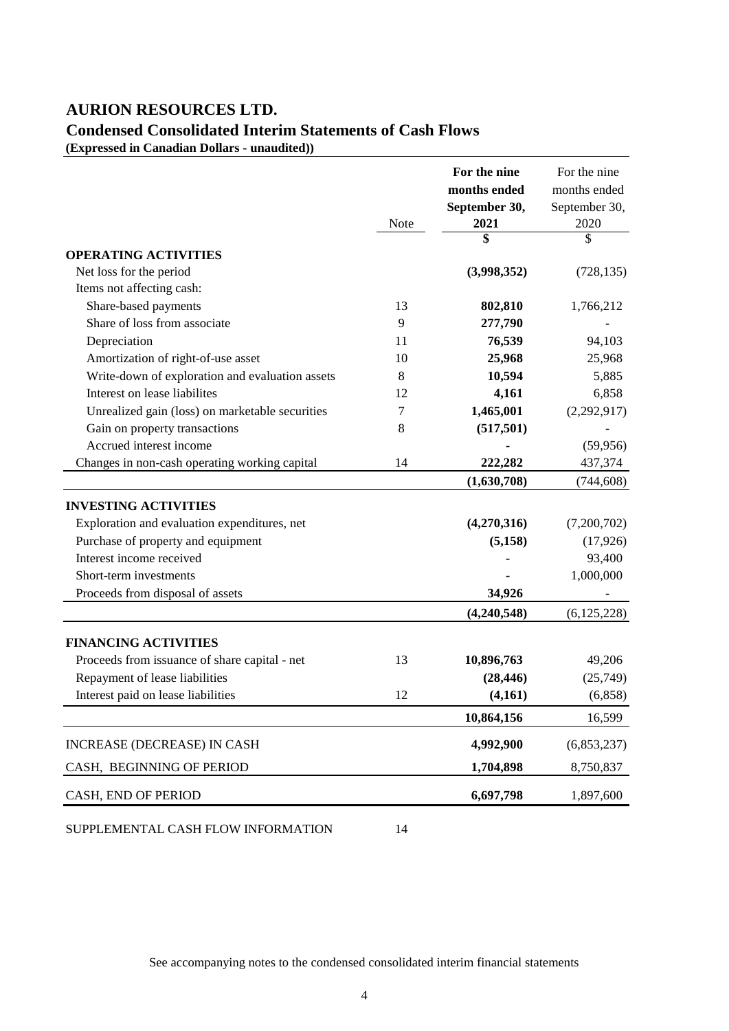# AURION RESOURCES LTD.

## Condensed Consolidated Interim Statements of Cash Flows

**(Expressed in Canadian Dollars - unaudited))**

| | Note | **For the nine months ended September 30, 2021** | For the nine months ended September 30, 2020 |
|---|---|---|---|
| | | **$** | $ |
| **OPERATING ACTIVITIES** | | | |
| Net loss for the period | | **(3,998,352)** | (728,135) |
| Items not affecting cash: | | | |
| Share-based payments | 13 | **802,810** | 1,766,212 |
| Share of loss from associate | 9 | **277,790** | - |
| Depreciation | 11 | **76,539** | 94,103 |
| Amortization of right-of-use asset | 10 | **25,968** | 25,968 |
| Write-down of exploration and evaluation assets | 8 | **10,594** | 5,885 |
| Interest on lease liabilites | 12 | **4,161** | 6,858 |
| Unrealized gain (loss) on marketable securities | 7 | **1,465,001** | (2,292,917) |
| Gain on property transactions | 8 | **(517,501)** | - |
| Accrued interest income | | **-** | (59,956) |
| Changes in non-cash operating working capital | 14 | **222,282** | 437,374 |
| | | **(1,630,708)** | (744,608) |
| **INVESTING ACTIVITIES** | | | |
| Exploration and evaluation expenditures, net | | **(4,270,316)** | (7,200,702) |
| Purchase of property and equipment | | **(5,158)** | (17,926) |
| Interest income received | | **-** | 93,400 |
| Short-term investments | | **-** | 1,000,000 |
| Proceeds from disposal of assets | | **34,926** | - |
| | | **(4,240,548)** | (6,125,228) |
| **FINANCING ACTIVITIES** | | | |
| Proceeds from issuance of share capital - net | 13 | **10,896,763** | 49,206 |
| Repayment of lease liabilities | | **(28,446)** | (25,749) |
| Interest paid on lease liabilities | 12 | **(4,161)** | (6,858) |
| | | **10,864,156** | 16,599 |
| INCREASE (DECREASE) IN CASH | | **4,992,900** | (6,853,237) |
| CASH, BEGINNING OF PERIOD | | **1,704,898** | 8,750,837 |
| CASH, END OF PERIOD | | **6,697,798** | 1,897,600 |

SUPPLEMENTAL CASH FLOW INFORMATION 14

See accompanying notes to the condensed consolidated interim financial statements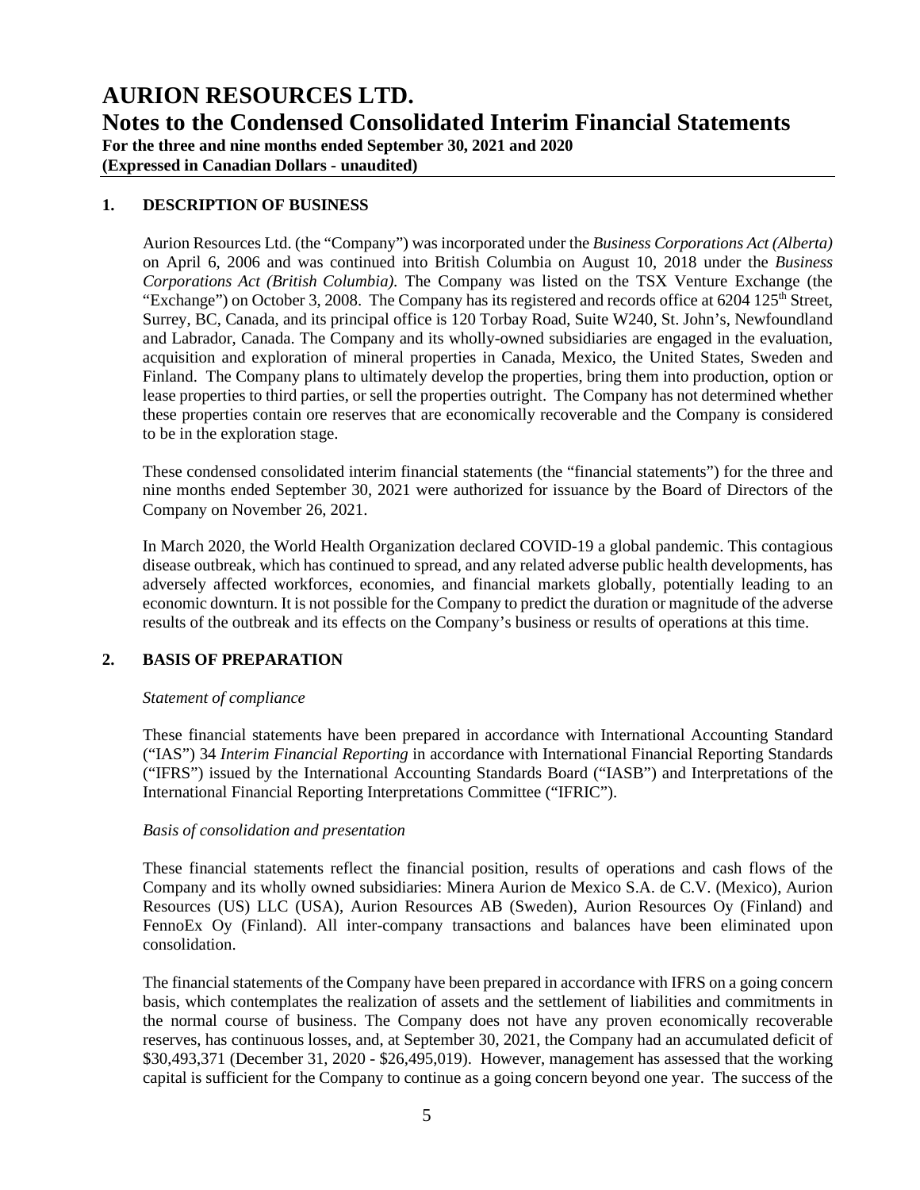# AURION RESOURCES LTD.

## Notes to the Condensed Consolidated Interim Financial Statements

**For the three and nine months ended September 30, 2021 and 2020**
**(Expressed in Canadian Dollars - unaudited)**

### 1. DESCRIPTION OF BUSINESS

Aurion Resources Ltd. (the "Company") was incorporated under the *Business Corporations Act (Alberta)* on April 6, 2006 and was continued into British Columbia on August 10, 2018 under the *Business Corporations Act (British Columbia).* The Company was listed on the TSX Venture Exchange (the "Exchange") on October 3, 2008. The Company has its registered and records office at 6204 125th Street, Surrey, BC, Canada, and its principal office is 120 Torbay Road, Suite W240, St. John's, Newfoundland and Labrador, Canada. The Company and its wholly-owned subsidiaries are engaged in the evaluation, acquisition and exploration of mineral properties in Canada, Mexico, the United States, Sweden and Finland. The Company plans to ultimately develop the properties, bring them into production, option or lease properties to third parties, or sell the properties outright. The Company has not determined whether these properties contain ore reserves that are economically recoverable and the Company is considered to be in the exploration stage.

These condensed consolidated interim financial statements (the "financial statements") for the three and nine months ended September 30, 2021 were authorized for issuance by the Board of Directors of the Company on November 26, 2021.

In March 2020, the World Health Organization declared COVID-19 a global pandemic. This contagious disease outbreak, which has continued to spread, and any related adverse public health developments, has adversely affected workforces, economies, and financial markets globally, potentially leading to an economic downturn. It is not possible for the Company to predict the duration or magnitude of the adverse results of the outbreak and its effects on the Company's business or results of operations at this time.

### 2. BASIS OF PREPARATION

*Statement of compliance*

These financial statements have been prepared in accordance with International Accounting Standard ("IAS") 34 *Interim Financial Reporting* in accordance with International Financial Reporting Standards ("IFRS") issued by the International Accounting Standards Board ("IASB") and Interpretations of the International Financial Reporting Interpretations Committee ("IFRIC").

*Basis of consolidation and presentation*

These financial statements reflect the financial position, results of operations and cash flows of the Company and its wholly owned subsidiaries: Minera Aurion de Mexico S.A. de C.V. (Mexico), Aurion Resources (US) LLC (USA), Aurion Resources AB (Sweden), Aurion Resources Oy (Finland) and FennoEx Oy (Finland). All inter-company transactions and balances have been eliminated upon consolidation.

The financial statements of the Company have been prepared in accordance with IFRS on a going concern basis, which contemplates the realization of assets and the settlement of liabilities and commitments in the normal course of business. The Company does not have any proven economically recoverable reserves, has continuous losses, and, at September 30, 2021, the Company had an accumulated deficit of \$30,493,371 (December 31, 2020 - \$26,495,019). However, management has assessed that the working capital is sufficient for the Company to continue as a going concern beyond one year. The success of the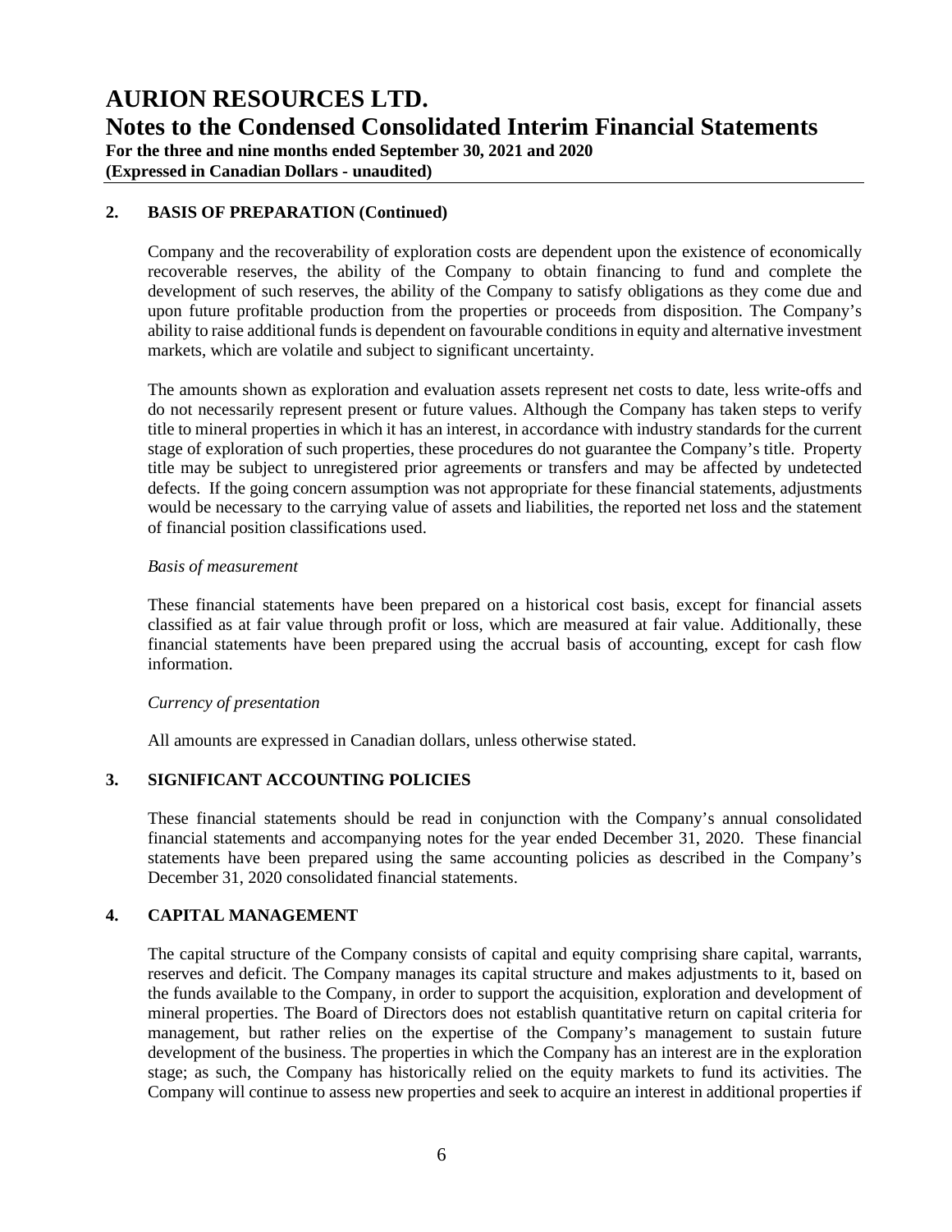## 2. BASIS OF PREPARATION (Continued)

Company and the recoverability of exploration costs are dependent upon the existence of economically recoverable reserves, the ability of the Company to obtain financing to fund and complete the development of such reserves, the ability of the Company to satisfy obligations as they come due and upon future profitable production from the properties or proceeds from disposition. The Company's ability to raise additional funds is dependent on favourable conditions in equity and alternative investment markets, which are volatile and subject to significant uncertainty.

The amounts shown as exploration and evaluation assets represent net costs to date, less write-offs and do not necessarily represent present or future values. Although the Company has taken steps to verify title to mineral properties in which it has an interest, in accordance with industry standards for the current stage of exploration of such properties, these procedures do not guarantee the Company's title. Property title may be subject to unregistered prior agreements or transfers and may be affected by undetected defects. If the going concern assumption was not appropriate for these financial statements, adjustments would be necessary to the carrying value of assets and liabilities, the reported net loss and the statement of financial position classifications used.

*Basis of measurement*

These financial statements have been prepared on a historical cost basis, except for financial assets classified as at fair value through profit or loss, which are measured at fair value. Additionally, these financial statements have been prepared using the accrual basis of accounting, except for cash flow information.

*Currency of presentation*

All amounts are expressed in Canadian dollars, unless otherwise stated.

## 3. SIGNIFICANT ACCOUNTING POLICIES

These financial statements should be read in conjunction with the Company's annual consolidated financial statements and accompanying notes for the year ended December 31, 2020. These financial statements have been prepared using the same accounting policies as described in the Company's December 31, 2020 consolidated financial statements.

## 4. CAPITAL MANAGEMENT

The capital structure of the Company consists of capital and equity comprising share capital, warrants, reserves and deficit. The Company manages its capital structure and makes adjustments to it, based on the funds available to the Company, in order to support the acquisition, exploration and development of mineral properties. The Board of Directors does not establish quantitative return on capital criteria for management, but rather relies on the expertise of the Company's management to sustain future development of the business. The properties in which the Company has an interest are in the exploration stage; as such, the Company has historically relied on the equity markets to fund its activities. The Company will continue to assess new properties and seek to acquire an interest in additional properties if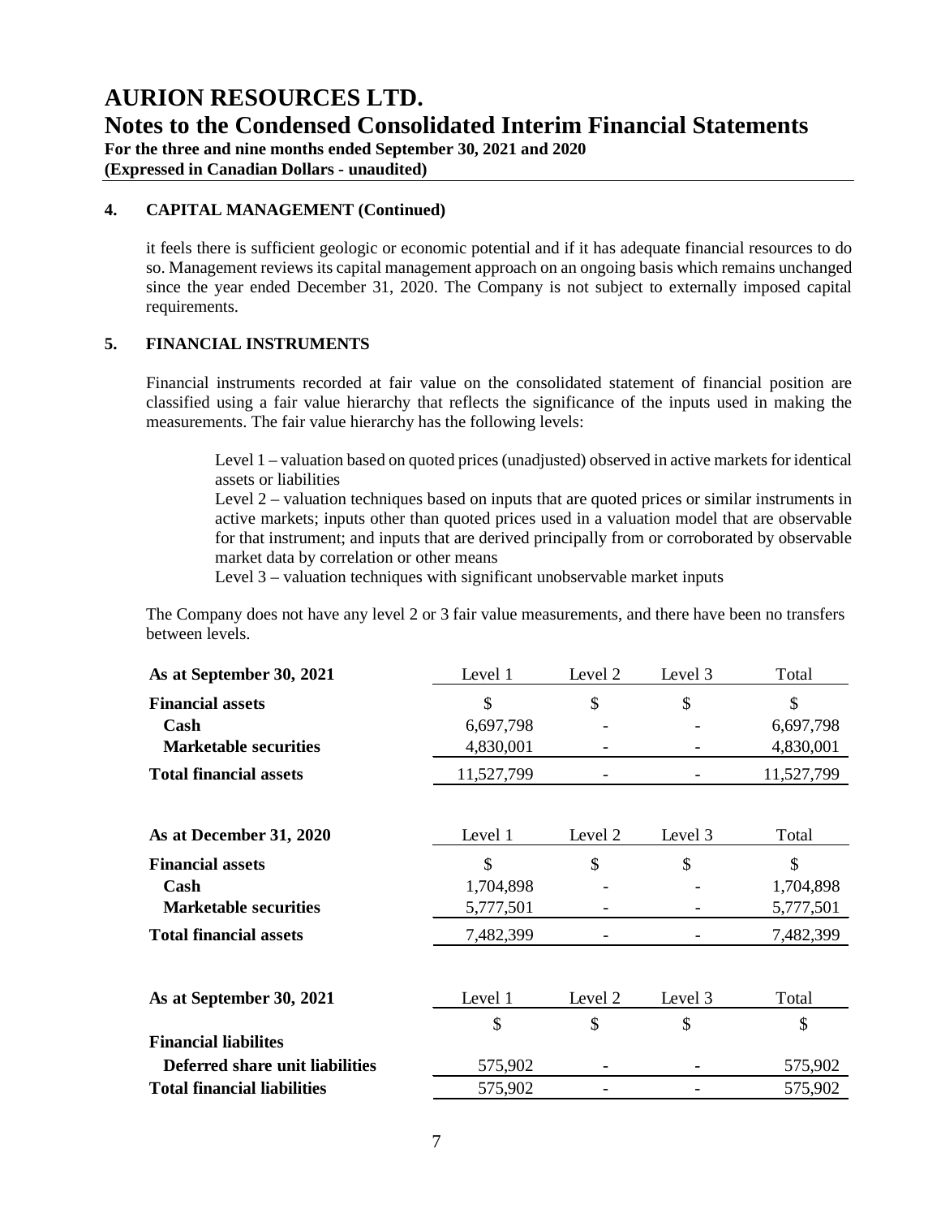## 4. CAPITAL MANAGEMENT (Continued)

it feels there is sufficient geologic or economic potential and if it has adequate financial resources to do so. Management reviews its capital management approach on an ongoing basis which remains unchanged since the year ended December 31, 2020. The Company is not subject to externally imposed capital requirements.

## 5. FINANCIAL INSTRUMENTS

Financial instruments recorded at fair value on the consolidated statement of financial position are classified using a fair value hierarchy that reflects the significance of the inputs used in making the measurements. The fair value hierarchy has the following levels:

> Level 1 – valuation based on quoted prices (unadjusted) observed in active markets for identical assets or liabilities
> Level 2 – valuation techniques based on inputs that are quoted prices or similar instruments in active markets; inputs other than quoted prices used in a valuation model that are observable for that instrument; and inputs that are derived principally from or corroborated by observable market data by correlation or other means
> Level 3 – valuation techniques with significant unobservable market inputs

The Company does not have any level 2 or 3 fair value measurements, and there have been no transfers between levels.

| As at September 30, 2021 | Level 1 | Level 2 | Level 3 | Total |
|---|---|---|---|---|
| **Financial assets** | $ | $ | $ | $ |
| **Cash** | 6,697,798 | - | - | 6,697,798 |
| **Marketable securities** | 4,830,001 | - | - | 4,830,001 |
| **Total financial assets** | 11,527,799 | - | - | 11,527,799 |

| As at December 31, 2020 | Level 1 | Level 2 | Level 3 | Total |
|---|---|---|---|---|
| **Financial assets** | $ | $ | $ | $ |
| **Cash** | 1,704,898 | - | - | 1,704,898 |
| **Marketable securities** | 5,777,501 | - | - | 5,777,501 |
| **Total financial assets** | 7,482,399 | - | - | 7,482,399 |

| As at September 30, 2021 | Level 1 | Level 2 | Level 3 | Total |
|---|---|---|---|---|
| | $ | $ | $ | $ |
| **Financial liabilites** | | | | |
| **Deferred share unit liabilities** | 575,902 | - | - | 575,902 |
| **Total financial liabilities** | 575,902 | - | - | 575,902 |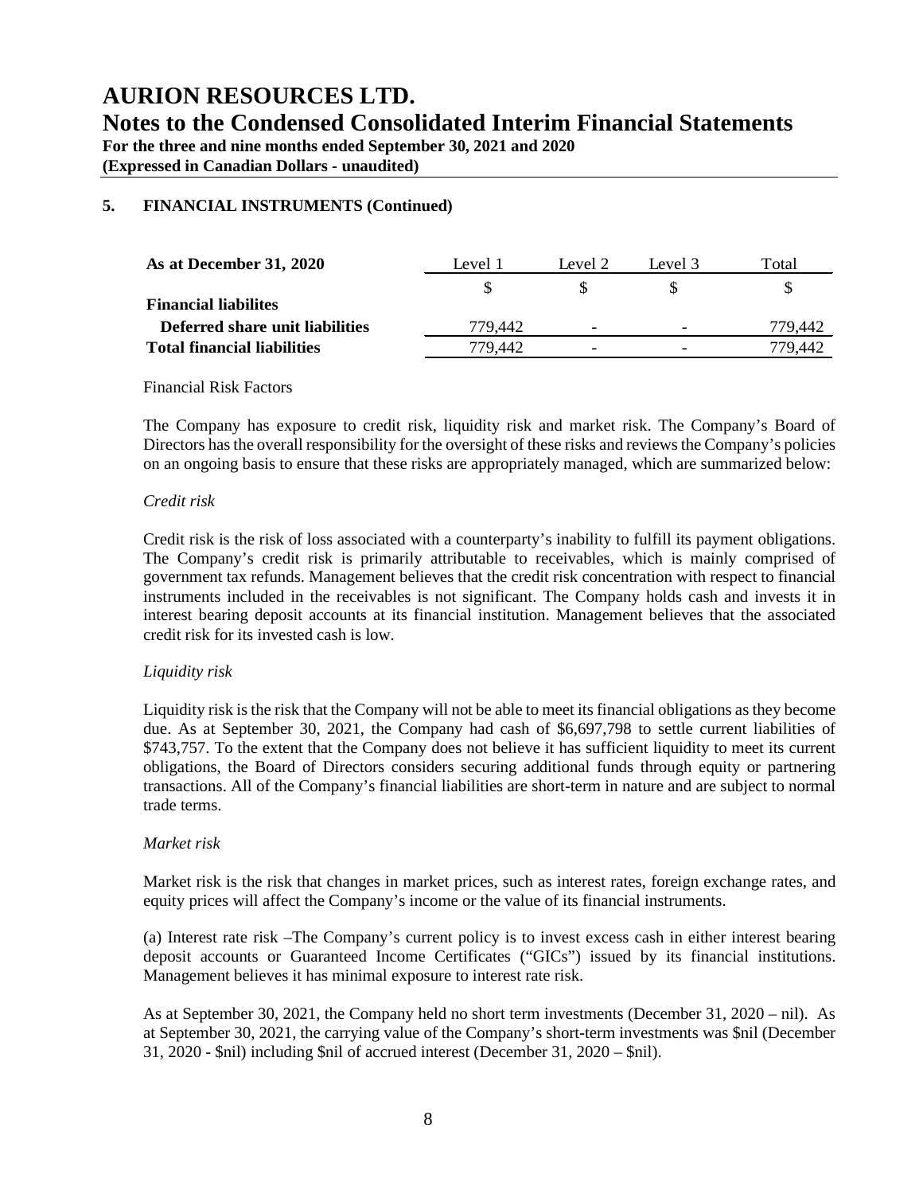### 5. FINANCIAL INSTRUMENTS (Continued)

| As at December 31, 2020 | Level 1 | Level 2 | Level 3 | Total |
|---|---|---|---|---|
| | $ | $ | $ | $ |
| **Financial liabilites** | | | | |
| **Deferred share unit liabilities** | 779,442 | - | - | 779,442 |
| **Total financial liabilities** | 779,442 | - | - | 779,442 |

Financial Risk Factors

The Company has exposure to credit risk, liquidity risk and market risk. The Company's Board of Directors has the overall responsibility for the oversight of these risks and reviews the Company's policies on an ongoing basis to ensure that these risks are appropriately managed, which are summarized below:

*Credit risk*

Credit risk is the risk of loss associated with a counterparty's inability to fulfill its payment obligations. The Company's credit risk is primarily attributable to receivables, which is mainly comprised of government tax refunds. Management believes that the credit risk concentration with respect to financial instruments included in the receivables is not significant. The Company holds cash and invests it in interest bearing deposit accounts at its financial institution. Management believes that the associated credit risk for its invested cash is low.

*Liquidity risk*

Liquidity risk is the risk that the Company will not be able to meet its financial obligations as they become due. As at September 30, 2021, the Company had cash of $6,697,798 to settle current liabilities of $743,757. To the extent that the Company does not believe it has sufficient liquidity to meet its current obligations, the Board of Directors considers securing additional funds through equity or partnering transactions. All of the Company's financial liabilities are short-term in nature and are subject to normal trade terms.

*Market risk*

Market risk is the risk that changes in market prices, such as interest rates, foreign exchange rates, and equity prices will affect the Company's income or the value of its financial instruments.

(a) Interest rate risk –The Company's current policy is to invest excess cash in either interest bearing deposit accounts or Guaranteed Income Certificates ("GICs") issued by its financial institutions. Management believes it has minimal exposure to interest rate risk.

As at September 30, 2021, the Company held no short term investments (December 31, 2020 – nil). As at September 30, 2021, the carrying value of the Company's short-term investments was $nil (December 31, 2020 - $nil) including $nil of accrued interest (December 31, 2020 – $nil).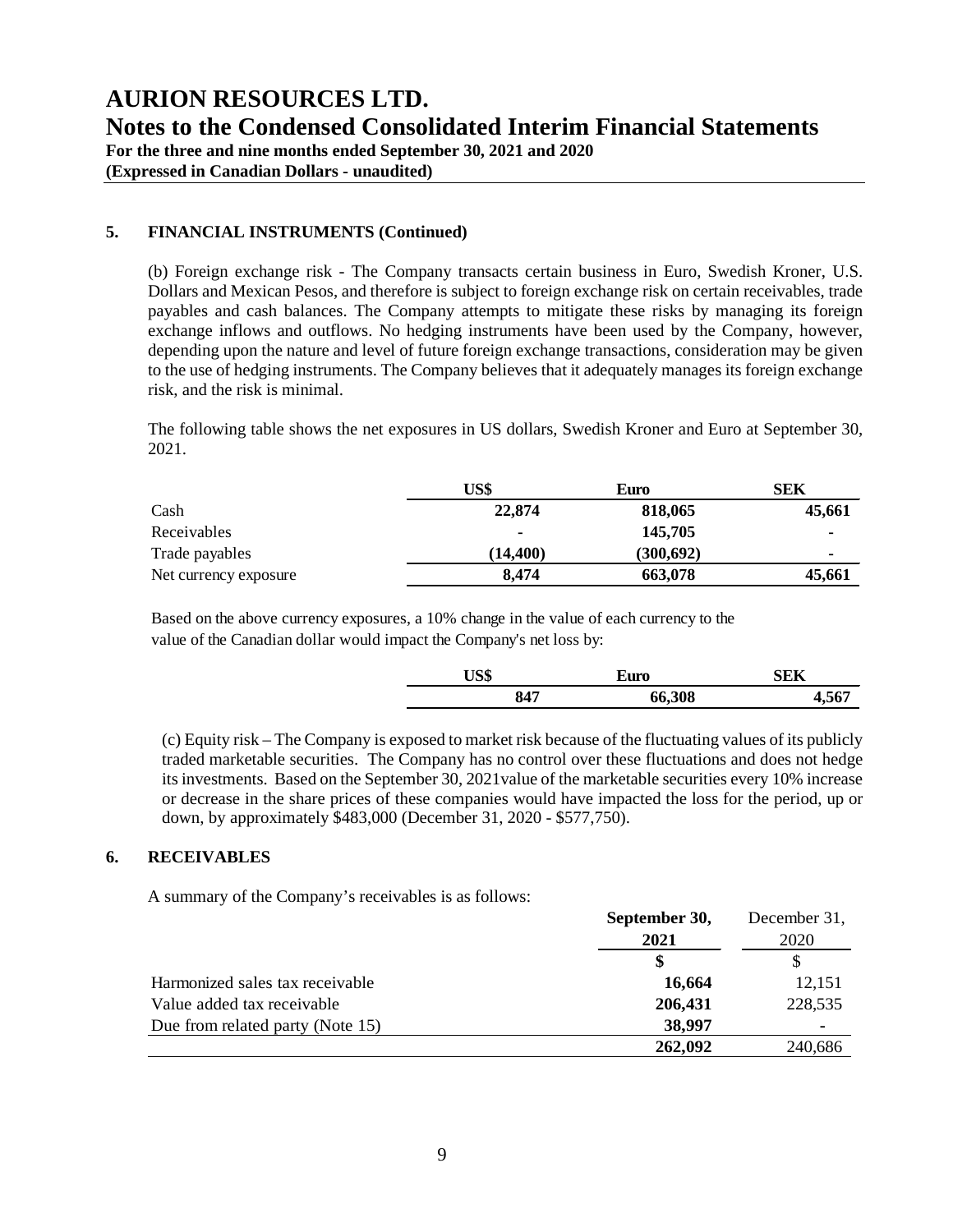## 5. FINANCIAL INSTRUMENTS (Continued)

(b) Foreign exchange risk - The Company transacts certain business in Euro, Swedish Kroner, U.S. Dollars and Mexican Pesos, and therefore is subject to foreign exchange risk on certain receivables, trade payables and cash balances. The Company attempts to mitigate these risks by managing its foreign exchange inflows and outflows. No hedging instruments have been used by the Company, however, depending upon the nature and level of future foreign exchange transactions, consideration may be given to the use of hedging instruments. The Company believes that it adequately manages its foreign exchange risk, and the risk is minimal.

The following table shows the net exposures in US dollars, Swedish Kroner and Euro at September 30, 2021.

| | US$ | Euro | SEK |
|---|---|---|---|
| Cash | **22,874** | **818,065** | **45,661** |
| Receivables | **-** | **145,705** | **-** |
| Trade payables | **(14,400)** | **(300,692)** | **-** |
| Net currency exposure | **8,474** | **663,078** | **45,661** |

Based on the above currency exposures, a 10% change in the value of each currency to the value of the Canadian dollar would impact the Company's net loss by:

| US$ | Euro | SEK |
|---|---|---|
| **847** | **66,308** | **4,567** |

(c) Equity risk – The Company is exposed to market risk because of the fluctuating values of its publicly traded marketable securities. The Company has no control over these fluctuations and does not hedge its investments. Based on the September 30, 2021value of the marketable securities every 10% increase or decrease in the share prices of these companies would have impacted the loss for the period, up or down, by approximately $483,000 (December 31, 2020 - $577,750).

## 6. RECEIVABLES

A summary of the Company's receivables is as follows:

| | September 30, 2021 | December 31, 2020 |
|---|---|---|
| | **$** | $ |
| Harmonized sales tax receivable | **16,664** | 12,151 |
| Value added tax receivable | **206,431** | 228,535 |
| Due from related party (Note 15) | **38,997** | - |
| | **262,092** | 240,686 |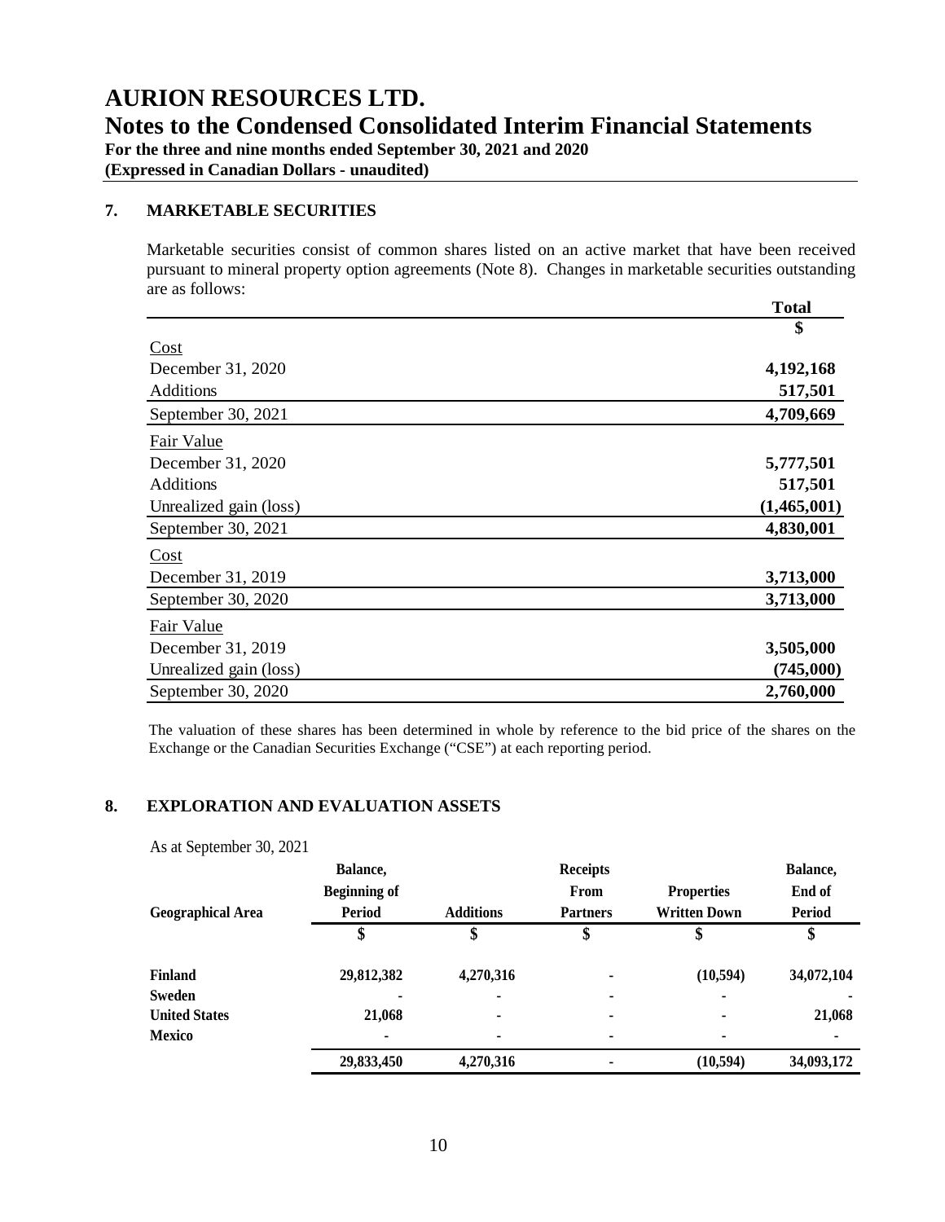## 7. MARKETABLE SECURITIES

Marketable securities consist of common shares listed on an active market that have been received pursuant to mineral property option agreements (Note 8). Changes in marketable securities outstanding are as follows:

| | Total |
|---|---|
| | $ |
| Cost | |
| December 31, 2020 | 4,192,168 |
| Additions | 517,501 |
| September 30, 2021 | 4,709,669 |
| Fair Value | |
| December 31, 2020 | 5,777,501 |
| Additions | 517,501 |
| Unrealized gain (loss) | (1,465,001) |
| September 30, 2021 | 4,830,001 |
| Cost | |
| December 31, 2019 | 3,713,000 |
| September 30, 2020 | 3,713,000 |
| Fair Value | |
| December 31, 2019 | 3,505,000 |
| Unrealized gain (loss) | (745,000) |
| September 30, 2020 | 2,760,000 |

The valuation of these shares has been determined in whole by reference to the bid price of the shares on the Exchange or the Canadian Securities Exchange ("CSE") at each reporting period.

## 8. EXPLORATION AND EVALUATION ASSETS

As at September 30, 2021

| Geographical Area | Balance, Beginning of Period | Additions | Receipts From Partners | Properties Written Down | Balance, End of Period |
|---|---|---|---|---|---|
| | $ | $ | $ | $ | $ |
| Finland | 29,812,382 | 4,270,316 | - | (10,594) | 34,072,104 |
| Sweden | - | - | - | - | - |
| United States | 21,068 | - | - | - | 21,068 |
| Mexico | - | - | - | - | - |
| | 29,833,450 | 4,270,316 | - | (10,594) | 34,093,172 |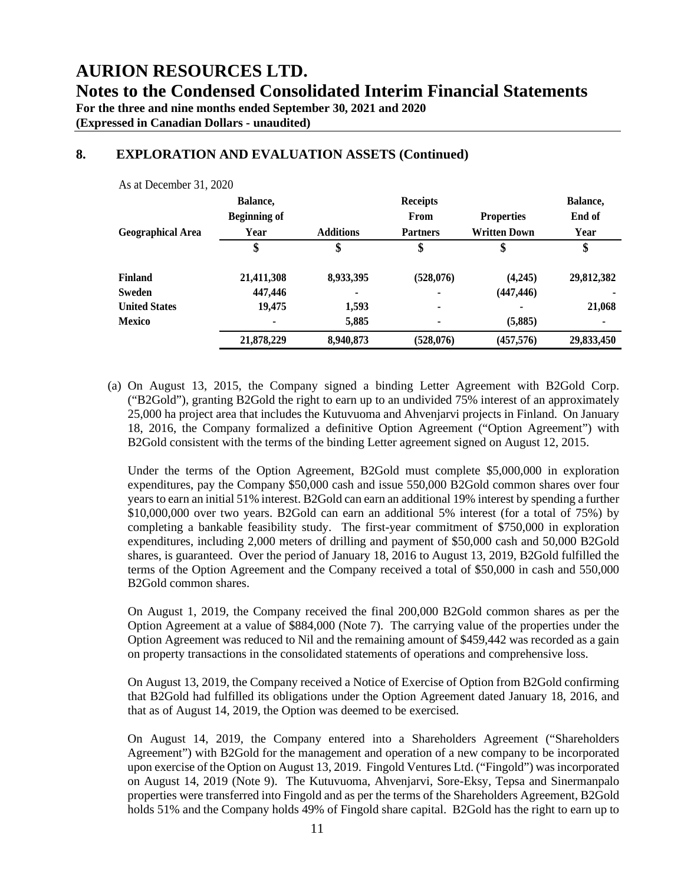## 8. EXPLORATION AND EVALUATION ASSETS (Continued)

As at December 31, 2020

| Geographical Area | Balance, Beginning of Year | Additions | Receipts From Partners | Properties Written Down | Balance, End of Year |
|---|---|---|---|---|---|
| | $ | $ | $ | $ | $ |
| **Finland** | **21,411,308** | **8,933,395** | **(528,076)** | **(4,245)** | **29,812,382** |
| **Sweden** | **447,446** | **-** | **-** | **(447,446)** | **-** |
| **United States** | **19,475** | **1,593** | **-** | **-** | **21,068** |
| **Mexico** | **-** | **5,885** | **-** | **(5,885)** | **-** |
| | **21,878,229** | **8,940,873** | **(528,076)** | **(457,576)** | **29,833,450** |

(a) On August 13, 2015, the Company signed a binding Letter Agreement with B2Gold Corp. ("B2Gold"), granting B2Gold the right to earn up to an undivided 75% interest of an approximately 25,000 ha project area that includes the Kutuvuoma and Ahvenjarvi projects in Finland. On January 18, 2016, the Company formalized a definitive Option Agreement ("Option Agreement") with B2Gold consistent with the terms of the binding Letter agreement signed on August 12, 2015.

Under the terms of the Option Agreement, B2Gold must complete $5,000,000 in exploration expenditures, pay the Company $50,000 cash and issue 550,000 B2Gold common shares over four years to earn an initial 51% interest. B2Gold can earn an additional 19% interest by spending a further $10,000,000 over two years. B2Gold can earn an additional 5% interest (for a total of 75%) by completing a bankable feasibility study. The first-year commitment of $750,000 in exploration expenditures, including 2,000 meters of drilling and payment of $50,000 cash and 50,000 B2Gold shares, is guaranteed. Over the period of January 18, 2016 to August 13, 2019, B2Gold fulfilled the terms of the Option Agreement and the Company received a total of $50,000 in cash and 550,000 B2Gold common shares.

On August 1, 2019, the Company received the final 200,000 B2Gold common shares as per the Option Agreement at a value of $884,000 (Note 7). The carrying value of the properties under the Option Agreement was reduced to Nil and the remaining amount of $459,442 was recorded as a gain on property transactions in the consolidated statements of operations and comprehensive loss.

On August 13, 2019, the Company received a Notice of Exercise of Option from B2Gold confirming that B2Gold had fulfilled its obligations under the Option Agreement dated January 18, 2016, and that as of August 14, 2019, the Option was deemed to be exercised.

On August 14, 2019, the Company entered into a Shareholders Agreement ("Shareholders Agreement") with B2Gold for the management and operation of a new company to be incorporated upon exercise of the Option on August 13, 2019. Fingold Ventures Ltd. ("Fingold") was incorporated on August 14, 2019 (Note 9). The Kutuvuoma, Ahvenjarvi, Sore-Eksy, Tepsa and Sinermanpalo properties were transferred into Fingold and as per the terms of the Shareholders Agreement, B2Gold holds 51% and the Company holds 49% of Fingold share capital. B2Gold has the right to earn up to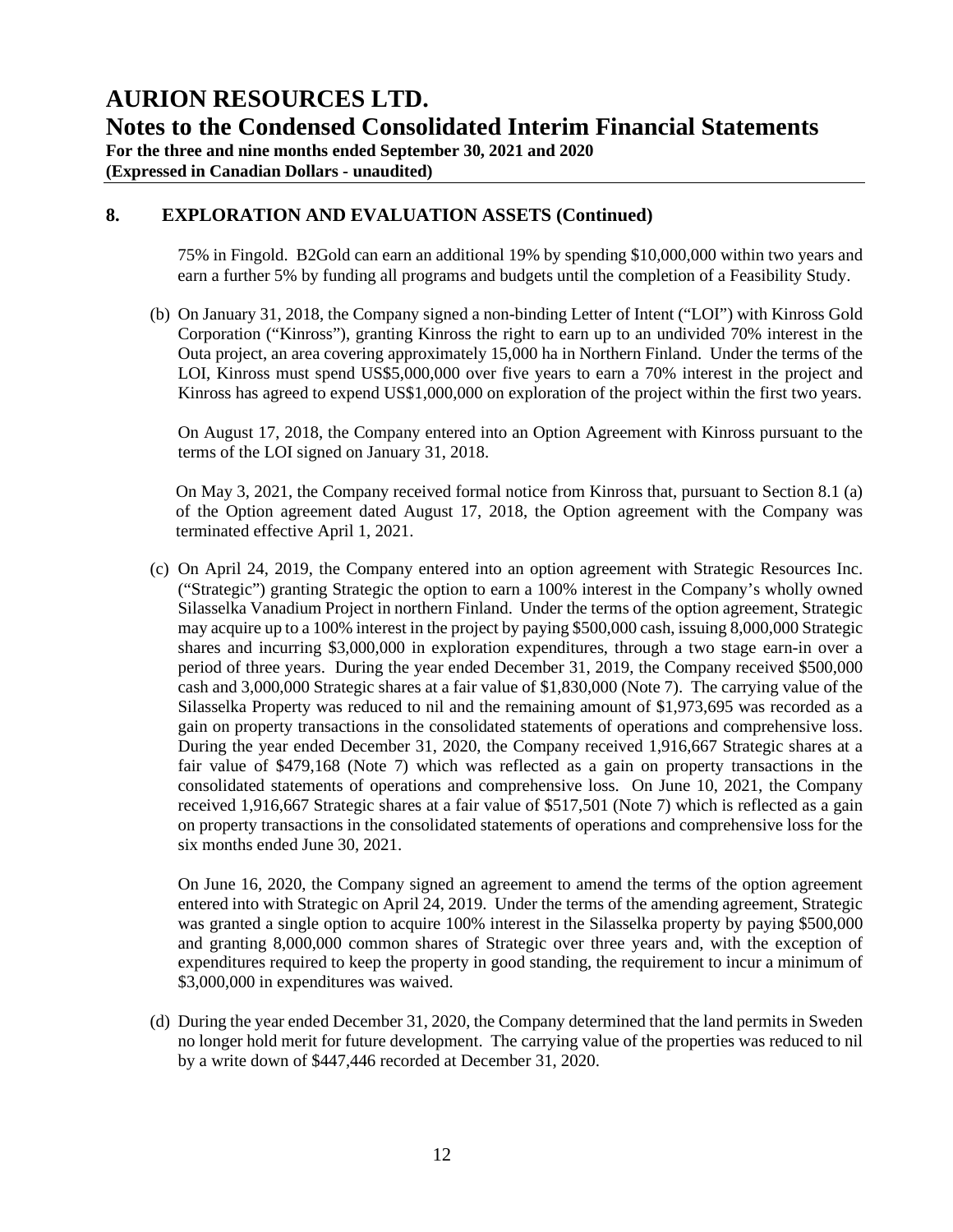## 8. EXPLORATION AND EVALUATION ASSETS (Continued)

75% in Fingold. B2Gold can earn an additional 19% by spending \$10,000,000 within two years and earn a further 5% by funding all programs and budgets until the completion of a Feasibility Study.

(b) On January 31, 2018, the Company signed a non-binding Letter of Intent ("LOI") with Kinross Gold Corporation ("Kinross"), granting Kinross the right to earn up to an undivided 70% interest in the Outa project, an area covering approximately 15,000 ha in Northern Finland. Under the terms of the LOI, Kinross must spend US\$5,000,000 over five years to earn a 70% interest in the project and Kinross has agreed to expend US\$1,000,000 on exploration of the project within the first two years.

On August 17, 2018, the Company entered into an Option Agreement with Kinross pursuant to the terms of the LOI signed on January 31, 2018.

On May 3, 2021, the Company received formal notice from Kinross that, pursuant to Section 8.1 (a) of the Option agreement dated August 17, 2018, the Option agreement with the Company was terminated effective April 1, 2021.

(c) On April 24, 2019, the Company entered into an option agreement with Strategic Resources Inc. ("Strategic") granting Strategic the option to earn a 100% interest in the Company's wholly owned Silasselka Vanadium Project in northern Finland. Under the terms of the option agreement, Strategic may acquire up to a 100% interest in the project by paying \$500,000 cash, issuing 8,000,000 Strategic shares and incurring \$3,000,000 in exploration expenditures, through a two stage earn-in over a period of three years. During the year ended December 31, 2019, the Company received \$500,000 cash and 3,000,000 Strategic shares at a fair value of \$1,830,000 (Note 7). The carrying value of the Silasselka Property was reduced to nil and the remaining amount of \$1,973,695 was recorded as a gain on property transactions in the consolidated statements of operations and comprehensive loss. During the year ended December 31, 2020, the Company received 1,916,667 Strategic shares at a fair value of \$479,168 (Note 7) which was reflected as a gain on property transactions in the consolidated statements of operations and comprehensive loss. On June 10, 2021, the Company received 1,916,667 Strategic shares at a fair value of \$517,501 (Note 7) which is reflected as a gain on property transactions in the consolidated statements of operations and comprehensive loss for the six months ended June 30, 2021.

On June 16, 2020, the Company signed an agreement to amend the terms of the option agreement entered into with Strategic on April 24, 2019. Under the terms of the amending agreement, Strategic was granted a single option to acquire 100% interest in the Silasselka property by paying \$500,000 and granting 8,000,000 common shares of Strategic over three years and, with the exception of expenditures required to keep the property in good standing, the requirement to incur a minimum of \$3,000,000 in expenditures was waived.

(d) During the year ended December 31, 2020, the Company determined that the land permits in Sweden no longer hold merit for future development. The carrying value of the properties was reduced to nil by a write down of \$447,446 recorded at December 31, 2020.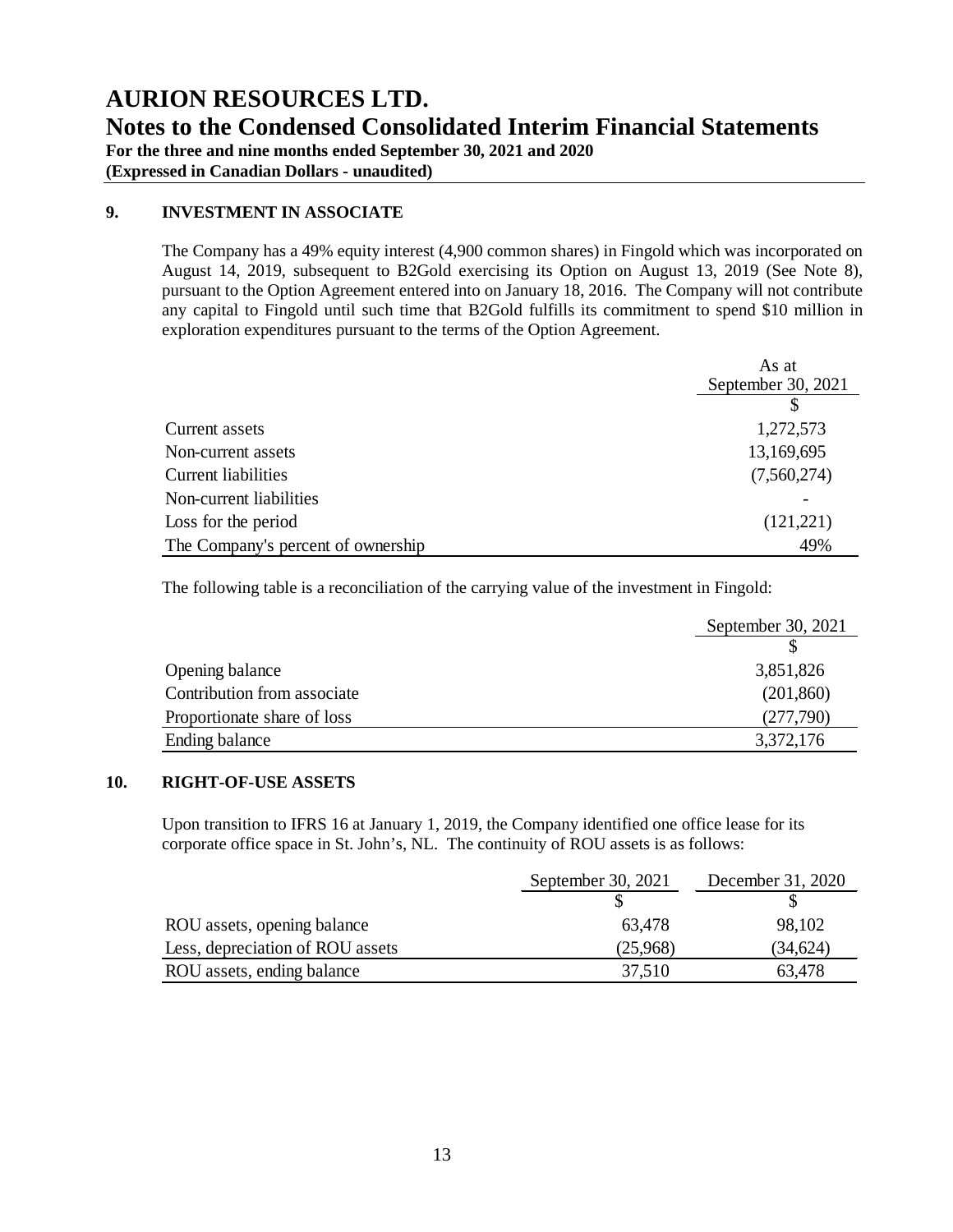## 9. INVESTMENT IN ASSOCIATE

The Company has a 49% equity interest (4,900 common shares) in Fingold which was incorporated on August 14, 2019, subsequent to B2Gold exercising its Option on August 13, 2019 (See Note 8), pursuant to the Option Agreement entered into on January 18, 2016. The Company will not contribute any capital to Fingold until such time that B2Gold fulfills its commitment to spend $10 million in exploration expenditures pursuant to the terms of the Option Agreement.

| | As at September 30, 2021 |
|---|---|
| | $ |
| Current assets | 1,272,573 |
| Non-current assets | 13,169,695 |
| Current liabilities | (7,560,274) |
| Non-current liabilities | - |
| Loss for the period | (121,221) |
| The Company's percent of ownership | 49% |

The following table is a reconciliation of the carrying value of the investment in Fingold:

| | September 30, 2021 |
|---|---|
| | $ |
| Opening balance | 3,851,826 |
| Contribution from associate | (201,860) |
| Proportionate share of loss | (277,790) |
| Ending balance | 3,372,176 |

## 10. RIGHT-OF-USE ASSETS

Upon transition to IFRS 16 at January 1, 2019, the Company identified one office lease for its corporate office space in St. John's, NL. The continuity of ROU assets is as follows:

| | September 30, 2021 | December 31, 2020 |
|---|---|---|
| | $ | $ |
| ROU assets, opening balance | 63,478 | 98,102 |
| Less, depreciation of ROU assets | (25,968) | (34,624) |
| ROU assets, ending balance | 37,510 | 63,478 |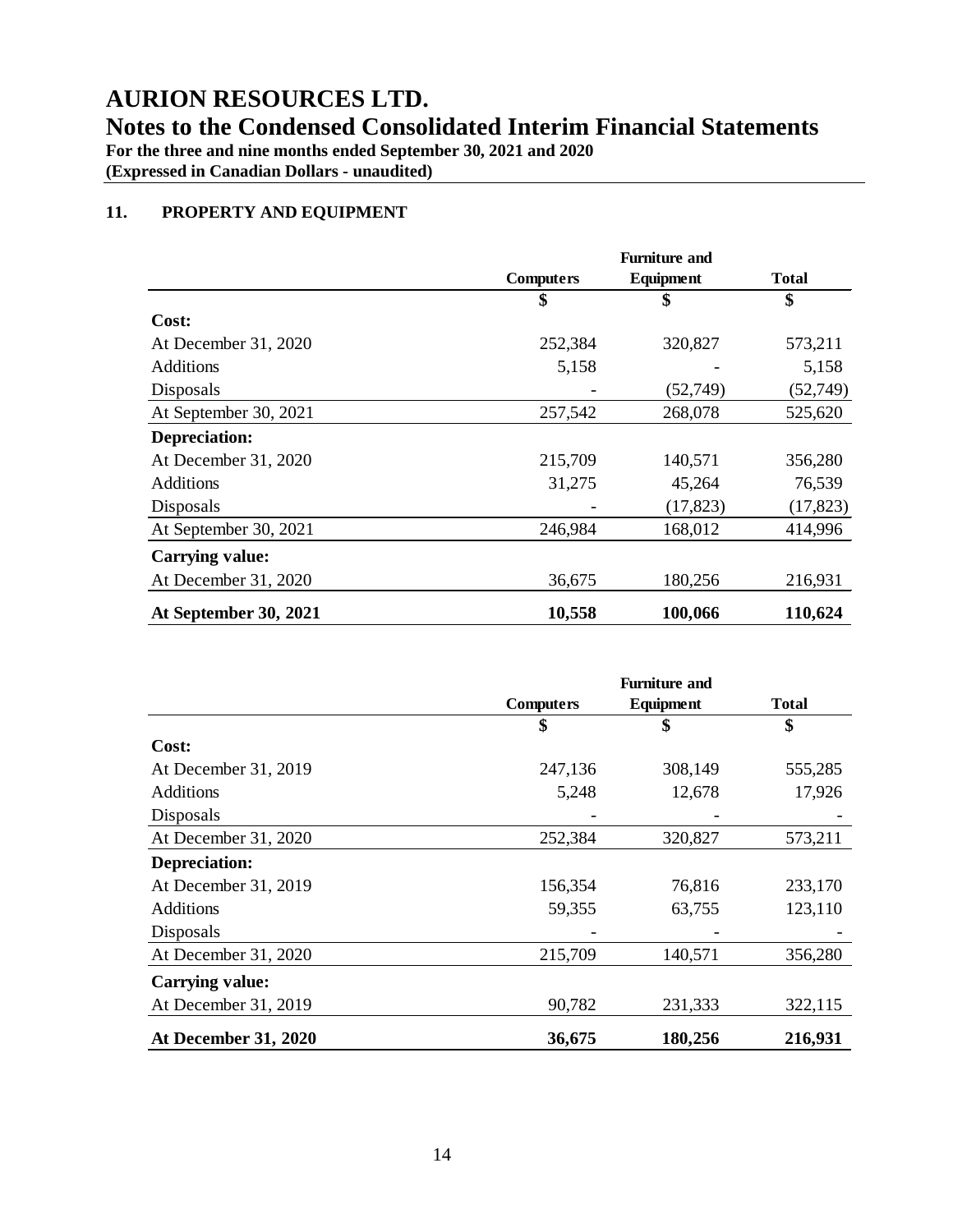# AURION RESOURCES LTD.

## Notes to the Condensed Consolidated Interim Financial Statements

**For the three and nine months ended September 30, 2021 and 2020**
**(Expressed in Canadian Dollars - unaudited)**

### 11. PROPERTY AND EQUIPMENT

| | Computers | Furniture and Equipment | Total |
|---|---|---|---|
| | $ | $ | $ |
| **Cost:** | | | |
| At December 31, 2020 | 252,384 | 320,827 | 573,211 |
| Additions | 5,158 | - | 5,158 |
| Disposals | - | (52,749) | (52,749) |
| At September 30, 2021 | 257,542 | 268,078 | 525,620 |
| **Depreciation:** | | | |
| At December 31, 2020 | 215,709 | 140,571 | 356,280 |
| Additions | 31,275 | 45,264 | 76,539 |
| Disposals | - | (17,823) | (17,823) |
| At September 30, 2021 | 246,984 | 168,012 | 414,996 |
| **Carrying value:** | | | |
| At December 31, 2020 | 36,675 | 180,256 | 216,931 |
| **At September 30, 2021** | **10,558** | **100,066** | **110,624** |

| | Computers | Furniture and Equipment | Total |
|---|---|---|---|
| | $ | $ | $ |
| **Cost:** | | | |
| At December 31, 2019 | 247,136 | 308,149 | 555,285 |
| Additions | 5,248 | 12,678 | 17,926 |
| Disposals | - | - | - |
| At December 31, 2020 | 252,384 | 320,827 | 573,211 |
| **Depreciation:** | | | |
| At December 31, 2019 | 156,354 | 76,816 | 233,170 |
| Additions | 59,355 | 63,755 | 123,110 |
| Disposals | - | - | - |
| At December 31, 2020 | 215,709 | 140,571 | 356,280 |
| **Carrying value:** | | | |
| At December 31, 2019 | 90,782 | 231,333 | 322,115 |
| **At December 31, 2020** | **36,675** | **180,256** | **216,931** |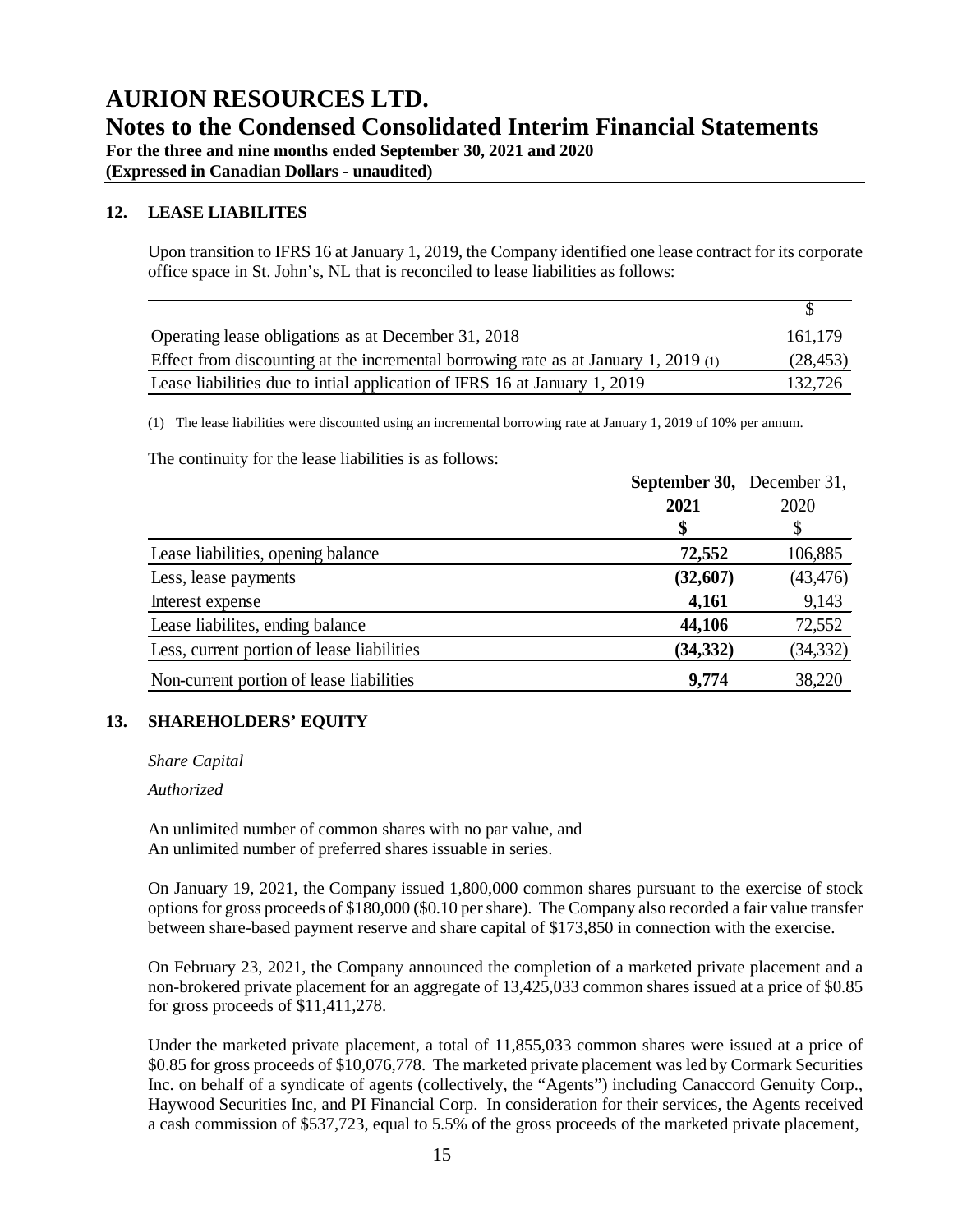## 12. LEASE LIABILITES

Upon transition to IFRS 16 at January 1, 2019, the Company identified one lease contract for its corporate office space in St. John's, NL that is reconciled to lease liabilities as follows:

| | $ |
|---|---|
| Operating lease obligations as at December 31, 2018 | 161,179 |
| Effect from discounting at the incremental borrowing rate as at January 1, 2019 (1) | (28,453) |
| Lease liabilities due to intial application of IFRS 16 at January 1, 2019 | 132,726 |

(1) The lease liabilities were discounted using an incremental borrowing rate at January 1, 2019 of 10% per annum.

The continuity for the lease liabilities is as follows:

| | **September 30, 2021** | December 31, 2020 |
|---|---|---|
| | **$** | $ |
| Lease liabilities, opening balance | **72,552** | 106,885 |
| Less, lease payments | **(32,607)** | (43,476) |
| Interest expense | **4,161** | 9,143 |
| Lease liabilites, ending balance | **44,106** | 72,552 |
| Less, current portion of lease liabilities | **(34,332)** | (34,332) |
| Non-current portion of lease liabilities | **9,774** | 38,220 |

## 13. SHAREHOLDERS' EQUITY

*Share Capital*

*Authorized*

An unlimited number of common shares with no par value, and
An unlimited number of preferred shares issuable in series.

On January 19, 2021, the Company issued 1,800,000 common shares pursuant to the exercise of stock options for gross proceeds of $180,000 ($0.10 per share). The Company also recorded a fair value transfer between share-based payment reserve and share capital of $173,850 in connection with the exercise.

On February 23, 2021, the Company announced the completion of a marketed private placement and a non-brokered private placement for an aggregate of 13,425,033 common shares issued at a price of $0.85 for gross proceeds of $11,411,278.

Under the marketed private placement, a total of 11,855,033 common shares were issued at a price of $0.85 for gross proceeds of $10,076,778. The marketed private placement was led by Cormark Securities Inc. on behalf of a syndicate of agents (collectively, the "Agents") including Canaccord Genuity Corp., Haywood Securities Inc, and PI Financial Corp. In consideration for their services, the Agents received a cash commission of $537,723, equal to 5.5% of the gross proceeds of the marketed private placement,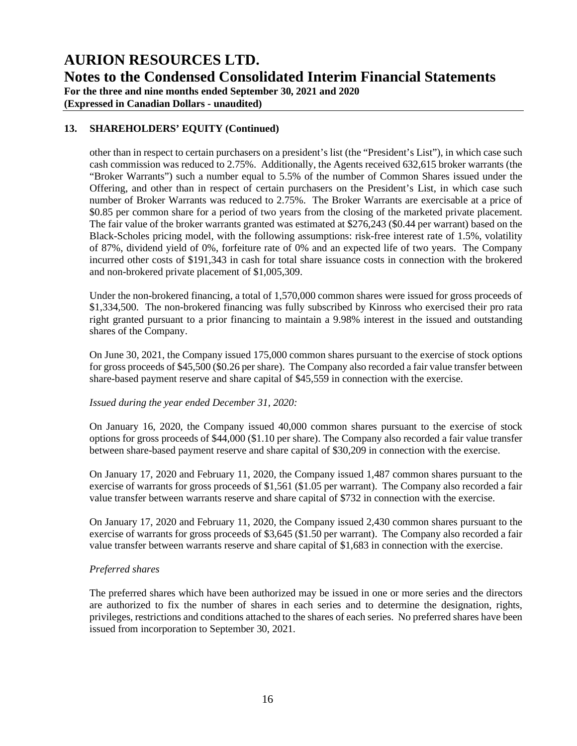## 13. SHAREHOLDERS' EQUITY (Continued)

other than in respect to certain purchasers on a president's list (the "President's List"), in which case such cash commission was reduced to 2.75%. Additionally, the Agents received 632,615 broker warrants (the "Broker Warrants") such a number equal to 5.5% of the number of Common Shares issued under the Offering, and other than in respect of certain purchasers on the President's List, in which case such number of Broker Warrants was reduced to 2.75%. The Broker Warrants are exercisable at a price of $0.85 per common share for a period of two years from the closing of the marketed private placement. The fair value of the broker warrants granted was estimated at $276,243 ($0.44 per warrant) based on the Black-Scholes pricing model, with the following assumptions: risk-free interest rate of 1.5%, volatility of 87%, dividend yield of 0%, forfeiture rate of 0% and an expected life of two years. The Company incurred other costs of $191,343 in cash for total share issuance costs in connection with the brokered and non-brokered private placement of $1,005,309.

Under the non-brokered financing, a total of 1,570,000 common shares were issued for gross proceeds of $1,334,500. The non-brokered financing was fully subscribed by Kinross who exercised their pro rata right granted pursuant to a prior financing to maintain a 9.98% interest in the issued and outstanding shares of the Company.

On June 30, 2021, the Company issued 175,000 common shares pursuant to the exercise of stock options for gross proceeds of $45,500 ($0.26 per share). The Company also recorded a fair value transfer between share-based payment reserve and share capital of $45,559 in connection with the exercise.

*Issued during the year ended December 31, 2020:*

On January 16, 2020, the Company issued 40,000 common shares pursuant to the exercise of stock options for gross proceeds of $44,000 ($1.10 per share). The Company also recorded a fair value transfer between share-based payment reserve and share capital of $30,209 in connection with the exercise.

On January 17, 2020 and February 11, 2020, the Company issued 1,487 common shares pursuant to the exercise of warrants for gross proceeds of $1,561 ($1.05 per warrant). The Company also recorded a fair value transfer between warrants reserve and share capital of $732 in connection with the exercise.

On January 17, 2020 and February 11, 2020, the Company issued 2,430 common shares pursuant to the exercise of warrants for gross proceeds of $3,645 ($1.50 per warrant). The Company also recorded a fair value transfer between warrants reserve and share capital of $1,683 in connection with the exercise.

*Preferred shares*

The preferred shares which have been authorized may be issued in one or more series and the directors are authorized to fix the number of shares in each series and to determine the designation, rights, privileges, restrictions and conditions attached to the shares of each series. No preferred shares have been issued from incorporation to September 30, 2021.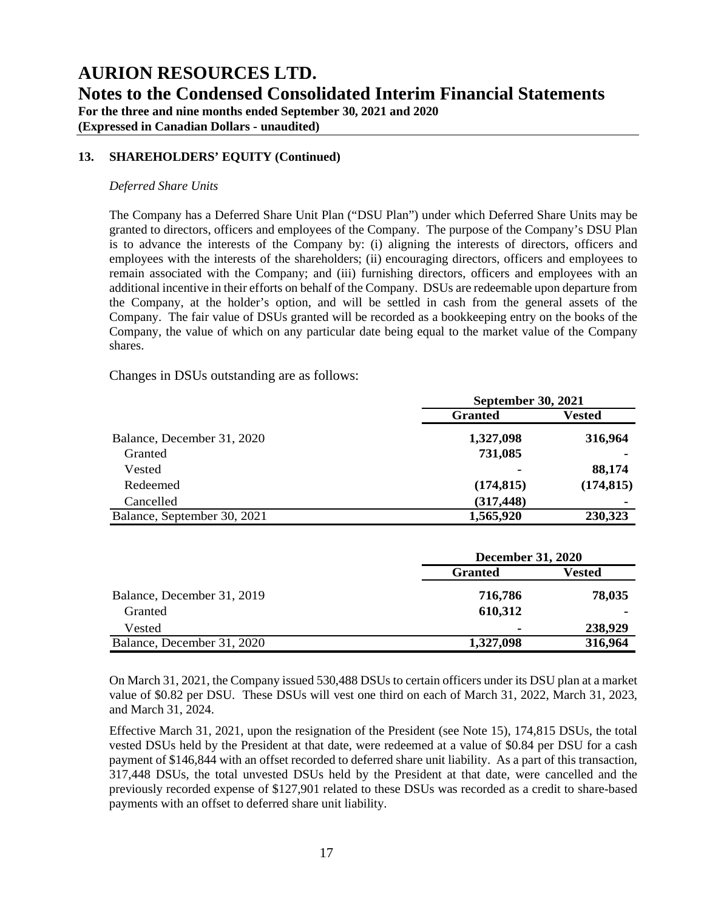## 13. SHAREHOLDERS' EQUITY (Continued)

*Deferred Share Units*

The Company has a Deferred Share Unit Plan ("DSU Plan") under which Deferred Share Units may be granted to directors, officers and employees of the Company. The purpose of the Company's DSU Plan is to advance the interests of the Company by: (i) aligning the interests of directors, officers and employees with the interests of the shareholders; (ii) encouraging directors, officers and employees to remain associated with the Company; and (iii) furnishing directors, officers and employees with an additional incentive in their efforts on behalf of the Company. DSUs are redeemable upon departure from the Company, at the holder's option, and will be settled in cash from the general assets of the Company. The fair value of DSUs granted will be recorded as a bookkeeping entry on the books of the Company, the value of which on any particular date being equal to the market value of the Company shares.

Changes in DSUs outstanding are as follows:

| | September 30, 2021 | |
|---|---|---|
| | **Granted** | **Vested** |
| Balance, December 31, 2020 | **1,327,098** | **316,964** |
| Granted | **731,085** | **-** |
| Vested | **-** | **88,174** |
| Redeemed | **(174,815)** | **(174,815)** |
| Cancelled | **(317,448)** | **-** |
| Balance, September 30, 2021 | **1,565,920** | **230,323** |

| | December 31, 2020 | |
|---|---|---|
| | **Granted** | **Vested** |
| Balance, December 31, 2019 | **716,786** | **78,035** |
| Granted | **610,312** | **-** |
| Vested | **-** | **238,929** |
| Balance, December 31, 2020 | **1,327,098** | **316,964** |

On March 31, 2021, the Company issued 530,488 DSUs to certain officers under its DSU plan at a market value of $0.82 per DSU. These DSUs will vest one third on each of March 31, 2022, March 31, 2023, and March 31, 2024.

Effective March 31, 2021, upon the resignation of the President (see Note 15), 174,815 DSUs, the total vested DSUs held by the President at that date, were redeemed at a value of $0.84 per DSU for a cash payment of $146,844 with an offset recorded to deferred share unit liability. As a part of this transaction, 317,448 DSUs, the total unvested DSUs held by the President at that date, were cancelled and the previously recorded expense of $127,901 related to these DSUs was recorded as a credit to share-based payments with an offset to deferred share unit liability.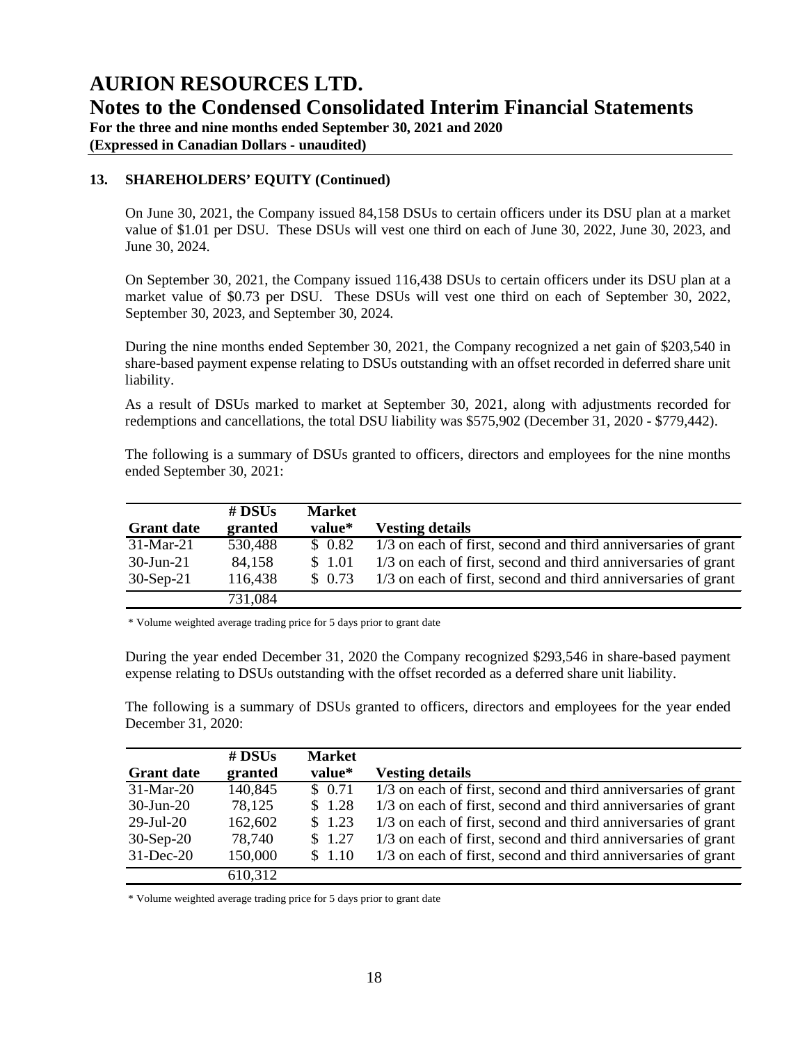## 13. SHAREHOLDERS' EQUITY (Continued)

On June 30, 2021, the Company issued 84,158 DSUs to certain officers under its DSU plan at a market value of $1.01 per DSU. These DSUs will vest one third on each of June 30, 2022, June 30, 2023, and June 30, 2024.

On September 30, 2021, the Company issued 116,438 DSUs to certain officers under its DSU plan at a market value of $0.73 per DSU. These DSUs will vest one third on each of September 30, 2022, September 30, 2023, and September 30, 2024.

During the nine months ended September 30, 2021, the Company recognized a net gain of $203,540 in share-based payment expense relating to DSUs outstanding with an offset recorded in deferred share unit liability.

As a result of DSUs marked to market at September 30, 2021, along with adjustments recorded for redemptions and cancellations, the total DSU liability was $575,902 (December 31, 2020 - $779,442).

The following is a summary of DSUs granted to officers, directors and employees for the nine months ended September 30, 2021:

| Grant date | # DSUs granted | Market value* | Vesting details |
|---|---|---|---|
| 31-Mar-21 | 530,488 | $ 0.82 | 1/3 on each of first, second and third anniversaries of grant |
| 30-Jun-21 | 84,158 | $ 1.01 | 1/3 on each of first, second and third anniversaries of grant |
| 30-Sep-21 | 116,438 | $ 0.73 | 1/3 on each of first, second and third anniversaries of grant |
| | 731,084 | | |

\* Volume weighted average trading price for 5 days prior to grant date

During the year ended December 31, 2020 the Company recognized $293,546 in share-based payment expense relating to DSUs outstanding with the offset recorded as a deferred share unit liability.

The following is a summary of DSUs granted to officers, directors and employees for the year ended December 31, 2020:

| Grant date | # DSUs granted | Market value* | Vesting details |
|---|---|---|---|
| 31-Mar-20 | 140,845 | $ 0.71 | 1/3 on each of first, second and third anniversaries of grant |
| 30-Jun-20 | 78,125 | $ 1.28 | 1/3 on each of first, second and third anniversaries of grant |
| 29-Jul-20 | 162,602 | $ 1.23 | 1/3 on each of first, second and third anniversaries of grant |
| 30-Sep-20 | 78,740 | $ 1.27 | 1/3 on each of first, second and third anniversaries of grant |
| 31-Dec-20 | 150,000 | $ 1.10 | 1/3 on each of first, second and third anniversaries of grant |
| | 610,312 | | |

\* Volume weighted average trading price for 5 days prior to grant date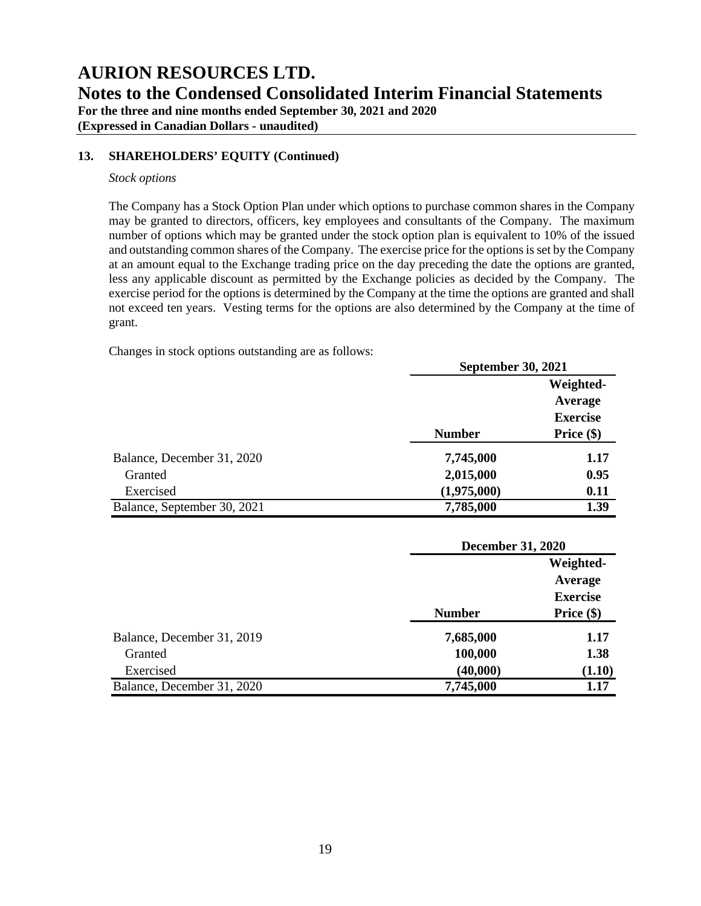## 13. SHAREHOLDERS' EQUITY (Continued)

*Stock options*

The Company has a Stock Option Plan under which options to purchase common shares in the Company may be granted to directors, officers, key employees and consultants of the Company. The maximum number of options which may be granted under the stock option plan is equivalent to 10% of the issued and outstanding common shares of the Company. The exercise price for the options is set by the Company at an amount equal to the Exchange trading price on the day preceding the date the options are granted, less any applicable discount as permitted by the Exchange policies as decided by the Company. The exercise period for the options is determined by the Company at the time the options are granted and shall not exceed ten years. Vesting terms for the options are also determined by the Company at the time of grant.

Changes in stock options outstanding are as follows:

| | September 30, 2021 | |
|---|---|---|
| | **Number** | **Weighted-Average Exercise Price ($)** |
| Balance, December 31, 2020 | **7,745,000** | **1.17** |
| Granted | **2,015,000** | **0.95** |
| Exercised | **(1,975,000)** | **0.11** |
| Balance, September 30, 2021 | **7,785,000** | **1.39** |

| | December 31, 2020 | |
|---|---|---|
| | **Number** | **Weighted-Average Exercise Price ($)** |
| Balance, December 31, 2019 | **7,685,000** | **1.17** |
| Granted | **100,000** | **1.38** |
| Exercised | **(40,000)** | **(1.10)** |
| Balance, December 31, 2020 | **7,745,000** | **1.17** |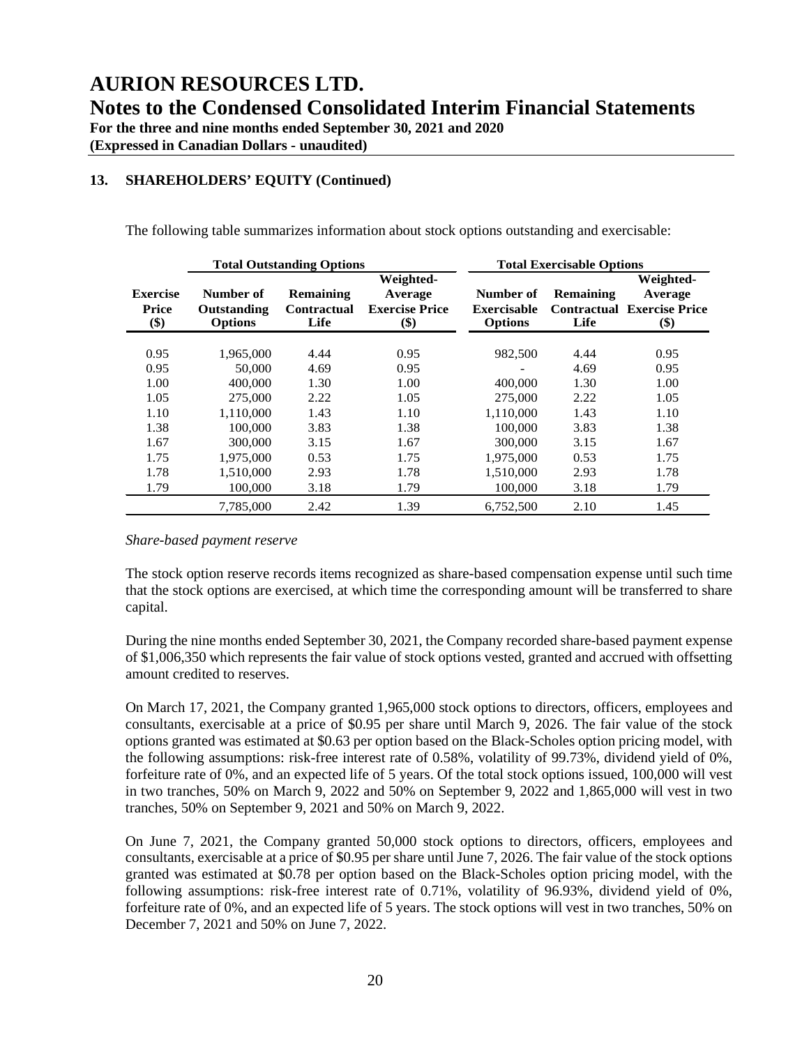## 13. SHAREHOLDERS' EQUITY (Continued)

The following table summarizes information about stock options outstanding and exercisable:

| | Total Outstanding Options | | | Total Exercisable Options | | |
|---|---|---|---|---|---|---|
| Exercise Price ($) | Number of Outstanding Options | Remaining Contractual Life | Weighted-Average Exercise Price ($) | Number of Exercisable Options | Remaining Contractual Life | Weighted-Average Exercise Price ($) |
| 0.95 | 1,965,000 | 4.44 | 0.95 | 982,500 | 4.44 | 0.95 |
| 0.95 | 50,000 | 4.69 | 0.95 | - | 4.69 | 0.95 |
| 1.00 | 400,000 | 1.30 | 1.00 | 400,000 | 1.30 | 1.00 |
| 1.05 | 275,000 | 2.22 | 1.05 | 275,000 | 2.22 | 1.05 |
| 1.10 | 1,110,000 | 1.43 | 1.10 | 1,110,000 | 1.43 | 1.10 |
| 1.38 | 100,000 | 3.83 | 1.38 | 100,000 | 3.83 | 1.38 |
| 1.67 | 300,000 | 3.15 | 1.67 | 300,000 | 3.15 | 1.67 |
| 1.75 | 1,975,000 | 0.53 | 1.75 | 1,975,000 | 0.53 | 1.75 |
| 1.78 | 1,510,000 | 2.93 | 1.78 | 1,510,000 | 2.93 | 1.78 |
| 1.79 | 100,000 | 3.18 | 1.79 | 100,000 | 3.18 | 1.79 |
| | 7,785,000 | 2.42 | 1.39 | 6,752,500 | 2.10 | 1.45 |

*Share-based payment reserve*

The stock option reserve records items recognized as share-based compensation expense until such time that the stock options are exercised, at which time the corresponding amount will be transferred to share capital.

During the nine months ended September 30, 2021, the Company recorded share-based payment expense of $1,006,350 which represents the fair value of stock options vested, granted and accrued with offsetting amount credited to reserves.

On March 17, 2021, the Company granted 1,965,000 stock options to directors, officers, employees and consultants, exercisable at a price of $0.95 per share until March 9, 2026. The fair value of the stock options granted was estimated at $0.63 per option based on the Black-Scholes option pricing model, with the following assumptions: risk-free interest rate of 0.58%, volatility of 99.73%, dividend yield of 0%, forfeiture rate of 0%, and an expected life of 5 years. Of the total stock options issued, 100,000 will vest in two tranches, 50% on March 9, 2022 and 50% on September 9, 2022 and 1,865,000 will vest in two tranches, 50% on September 9, 2021 and 50% on March 9, 2022.

On June 7, 2021, the Company granted 50,000 stock options to directors, officers, employees and consultants, exercisable at a price of $0.95 per share until June 7, 2026. The fair value of the stock options granted was estimated at $0.78 per option based on the Black-Scholes option pricing model, with the following assumptions: risk-free interest rate of 0.71%, volatility of 96.93%, dividend yield of 0%, forfeiture rate of 0%, and an expected life of 5 years. The stock options will vest in two tranches, 50% on December 7, 2021 and 50% on June 7, 2022.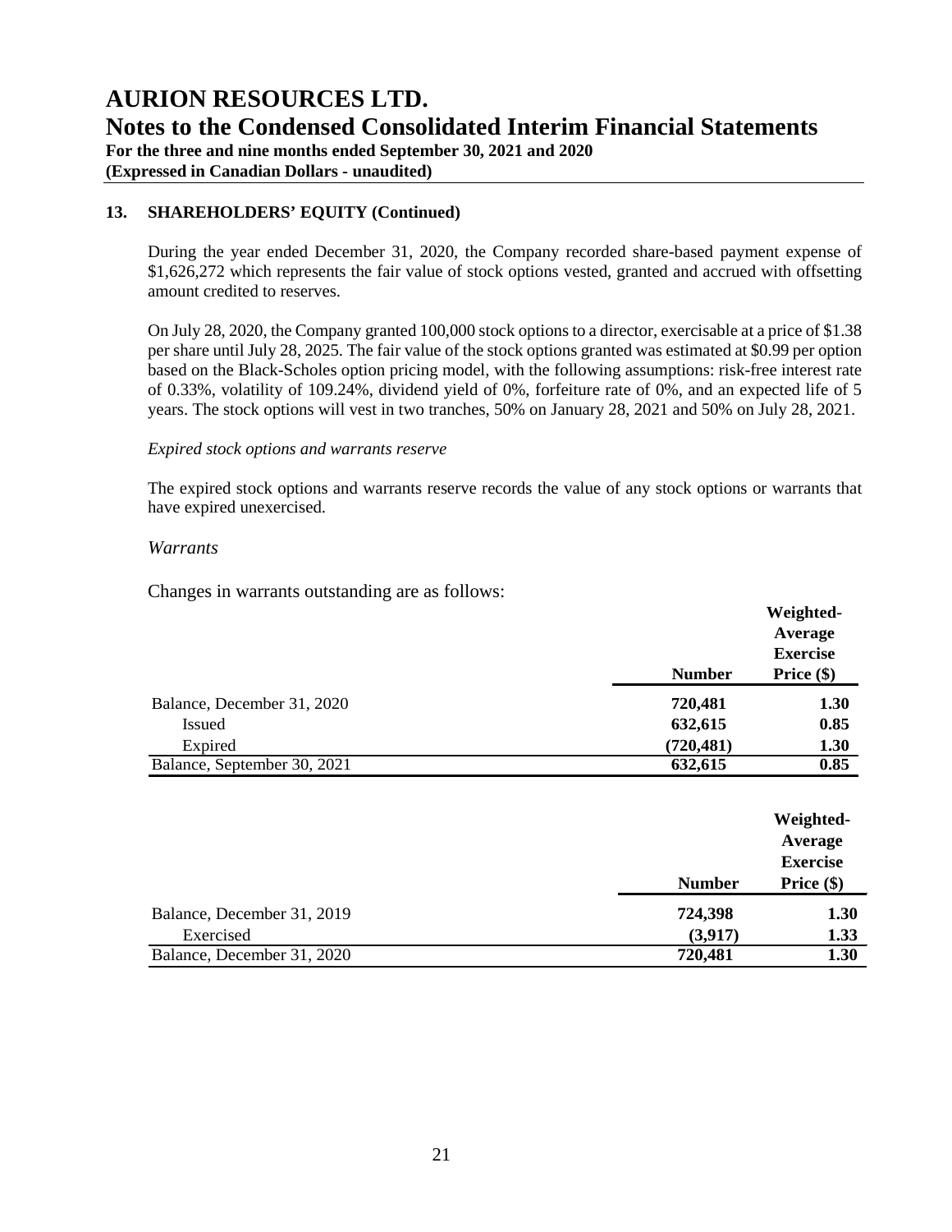# AURION RESOURCES LTD.

## Notes to the Condensed Consolidated Interim Financial Statements

**For the three and nine months ended September 30, 2021 and 2020**
**(Expressed in Canadian Dollars - unaudited)**

### 13. SHAREHOLDERS' EQUITY (Continued)

During the year ended December 31, 2020, the Company recorded share-based payment expense of $1,626,272 which represents the fair value of stock options vested, granted and accrued with offsetting amount credited to reserves.

On July 28, 2020, the Company granted 100,000 stock options to a director, exercisable at a price of $1.38 per share until July 28, 2025. The fair value of the stock options granted was estimated at $0.99 per option based on the Black-Scholes option pricing model, with the following assumptions: risk-free interest rate of 0.33%, volatility of 109.24%, dividend yield of 0%, forfeiture rate of 0%, and an expected life of 5 years. The stock options will vest in two tranches, 50% on January 28, 2021 and 50% on July 28, 2021.

*Expired stock options and warrants reserve*

The expired stock options and warrants reserve records the value of any stock options or warrants that have expired unexercised.

*Warrants*

Changes in warrants outstanding are as follows:

| | Number | Weighted-Average Exercise Price ($) |
|---|---|---|
| Balance, December 31, 2020 | 720,481 | 1.30 |
| Issued | 632,615 | 0.85 |
| Expired | (720,481) | 1.30 |
| Balance, September 30, 2021 | 632,615 | 0.85 |

| | Number | Weighted-Average Exercise Price ($) |
|---|---|---|
| Balance, December 31, 2019 | 724,398 | 1.30 |
| Exercised | (3,917) | 1.33 |
| Balance, December 31, 2020 | 720,481 | 1.30 |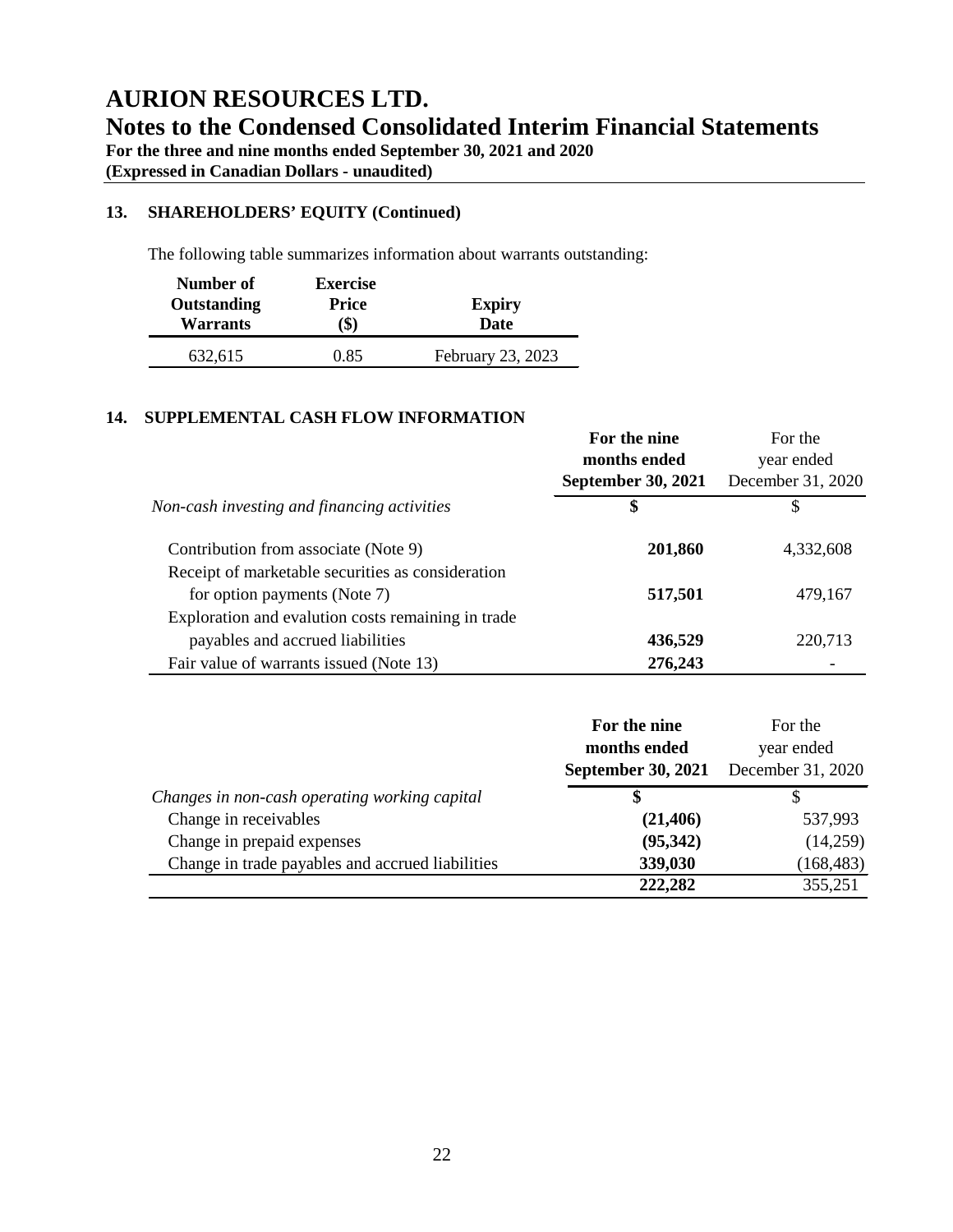## 13. SHAREHOLDERS' EQUITY (Continued)

The following table summarizes information about warrants outstanding:

| Number of Outstanding Warrants | Exercise Price ($) | Expiry Date |
|---|---|---|
| 632,615 | 0.85 | February 23, 2023 |

## 14. SUPPLEMENTAL CASH FLOW INFORMATION

| | **For the nine months ended September 30, 2021** | For the year ended December 31, 2020 |
|---|---|---|
| *Non-cash investing and financing activities* | **$** | $ |
| Contribution from associate (Note 9) | **201,860** | 4,332,608 |
| Receipt of marketable securities as consideration for option payments (Note 7) | **517,501** | 479,167 |
| Exploration and evalution costs remaining in trade payables and accrued liabilities | **436,529** | 220,713 |
| Fair value of warrants issued (Note 13) | **276,243** | - |

| | **For the nine months ended September 30, 2021** | For the year ended December 31, 2020 |
|---|---|---|
| *Changes in non-cash operating working capital* | **$** | $ |
| Change in receivables | **(21,406)** | 537,993 |
| Change in prepaid expenses | **(95,342)** | (14,259) |
| Change in trade payables and accrued liabilities | **339,030** | (168,483) |
| | **222,282** | 355,251 |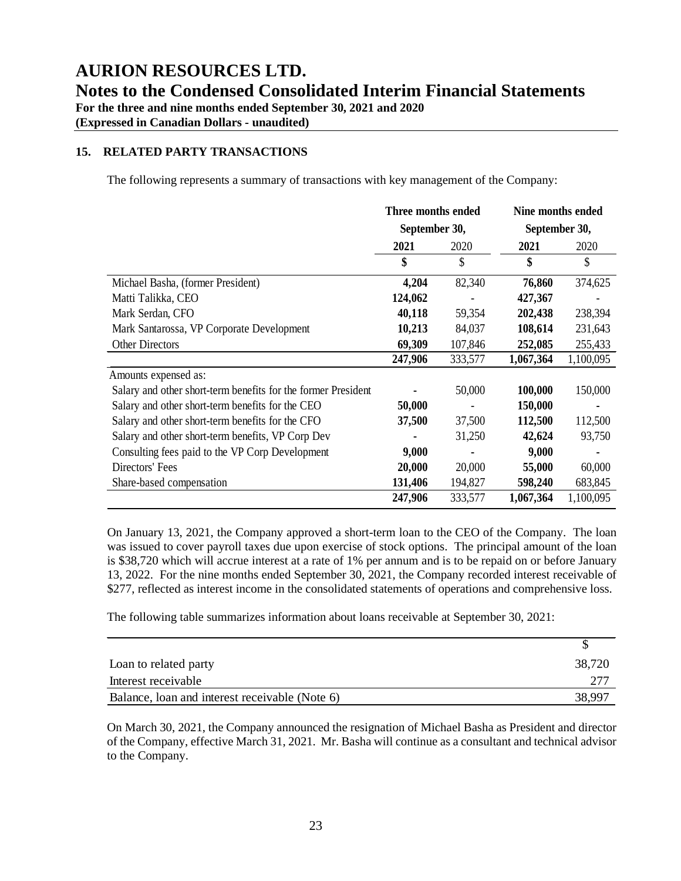# AURION RESOURCES LTD.

## Notes to the Condensed Consolidated Interim Financial Statements

**For the three and nine months ended September 30, 2021 and 2020**
**(Expressed in Canadian Dollars - unaudited)**

### 15. RELATED PARTY TRANSACTIONS

The following represents a summary of transactions with key management of the Company:

| | Three months ended September 30, | | Nine months ended September 30, | |
|---|---|---|---|---|
| | **2021** | 2020 | **2021** | 2020 |
| | **$** | $ | **$** | $ |
| Michael Basha, (former President) | **4,204** | 82,340 | **76,860** | 374,625 |
| Matti Talikka, CEO | **124,062** | - | **427,367** | - |
| Mark Serdan, CFO | **40,118** | 59,354 | **202,438** | 238,394 |
| Mark Santarossa, VP Corporate Development | **10,213** | 84,037 | **108,614** | 231,643 |
| Other Directors | **69,309** | 107,846 | **252,085** | 255,433 |
| | **247,906** | 333,577 | **1,067,364** | 1,100,095 |
| Amounts expensed as: | | | | |
| Salary and other short-term benefits for the former President | **-** | 50,000 | **100,000** | 150,000 |
| Salary and other short-term benefits for the CEO | **50,000** | - | **150,000** | **-** |
| Salary and other short-term benefits for the CFO | **37,500** | 37,500 | **112,500** | 112,500 |
| Salary and other short-term benefits, VP Corp Dev | **-** | 31,250 | **42,624** | 93,750 |
| Consulting fees paid to the VP Corp Development | **9,000** | **-** | **9,000** | **-** |
| Directors' Fees | **20,000** | 20,000 | **55,000** | 60,000 |
| Share-based compensation | **131,406** | 194,827 | **598,240** | 683,845 |
| | **247,906** | 333,577 | **1,067,364** | 1,100,095 |

On January 13, 2021, the Company approved a short-term loan to the CEO of the Company. The loan was issued to cover payroll taxes due upon exercise of stock options. The principal amount of the loan is $38,720 which will accrue interest at a rate of 1% per annum and is to be repaid on or before January 13, 2022. For the nine months ended September 30, 2021, the Company recorded interest receivable of $277, reflected as interest income in the consolidated statements of operations and comprehensive loss.

The following table summarizes information about loans receivable at September 30, 2021:

| | $ |
|---|---|
| Loan to related party | 38,720 |
| Interest receivable | 277 |
| Balance, loan and interest receivable (Note 6) | 38,997 |

On March 30, 2021, the Company announced the resignation of Michael Basha as President and director of the Company, effective March 31, 2021. Mr. Basha will continue as a consultant and technical advisor to the Company.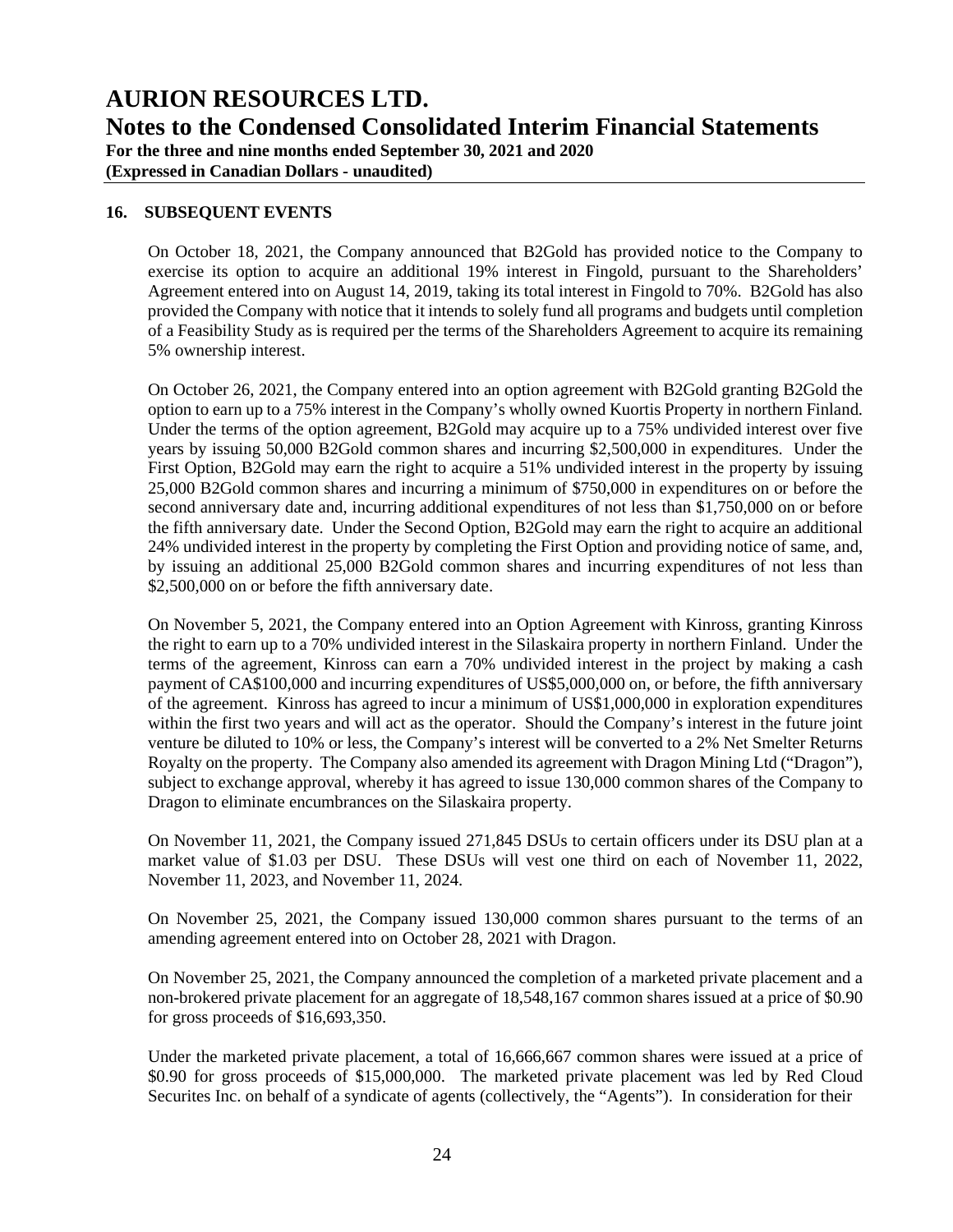## 16. SUBSEQUENT EVENTS

On October 18, 2021, the Company announced that B2Gold has provided notice to the Company to exercise its option to acquire an additional 19% interest in Fingold, pursuant to the Shareholders' Agreement entered into on August 14, 2019, taking its total interest in Fingold to 70%. B2Gold has also provided the Company with notice that it intends to solely fund all programs and budgets until completion of a Feasibility Study as is required per the terms of the Shareholders Agreement to acquire its remaining 5% ownership interest.

On October 26, 2021, the Company entered into an option agreement with B2Gold granting B2Gold the option to earn up to a 75% interest in the Company's wholly owned Kuortis Property in northern Finland. Under the terms of the option agreement, B2Gold may acquire up to a 75% undivided interest over five years by issuing 50,000 B2Gold common shares and incurring \$2,500,000 in expenditures. Under the First Option, B2Gold may earn the right to acquire a 51% undivided interest in the property by issuing 25,000 B2Gold common shares and incurring a minimum of \$750,000 in expenditures on or before the second anniversary date and, incurring additional expenditures of not less than \$1,750,000 on or before the fifth anniversary date. Under the Second Option, B2Gold may earn the right to acquire an additional 24% undivided interest in the property by completing the First Option and providing notice of same, and, by issuing an additional 25,000 B2Gold common shares and incurring expenditures of not less than \$2,500,000 on or before the fifth anniversary date.

On November 5, 2021, the Company entered into an Option Agreement with Kinross, granting Kinross the right to earn up to a 70% undivided interest in the Silaskaira property in northern Finland. Under the terms of the agreement, Kinross can earn a 70% undivided interest in the project by making a cash payment of CA\$100,000 and incurring expenditures of US\$5,000,000 on, or before, the fifth anniversary of the agreement. Kinross has agreed to incur a minimum of US\$1,000,000 in exploration expenditures within the first two years and will act as the operator. Should the Company's interest in the future joint venture be diluted to 10% or less, the Company's interest will be converted to a 2% Net Smelter Returns Royalty on the property. The Company also amended its agreement with Dragon Mining Ltd ("Dragon"), subject to exchange approval, whereby it has agreed to issue 130,000 common shares of the Company to Dragon to eliminate encumbrances on the Silaskaira property.

On November 11, 2021, the Company issued 271,845 DSUs to certain officers under its DSU plan at a market value of \$1.03 per DSU. These DSUs will vest one third on each of November 11, 2022, November 11, 2023, and November 11, 2024.

On November 25, 2021, the Company issued 130,000 common shares pursuant to the terms of an amending agreement entered into on October 28, 2021 with Dragon.

On November 25, 2021, the Company announced the completion of a marketed private placement and a non-brokered private placement for an aggregate of 18,548,167 common shares issued at a price of \$0.90 for gross proceeds of \$16,693,350.

Under the marketed private placement, a total of 16,666,667 common shares were issued at a price of \$0.90 for gross proceeds of \$15,000,000. The marketed private placement was led by Red Cloud Securites Inc. on behalf of a syndicate of agents (collectively, the "Agents"). In consideration for their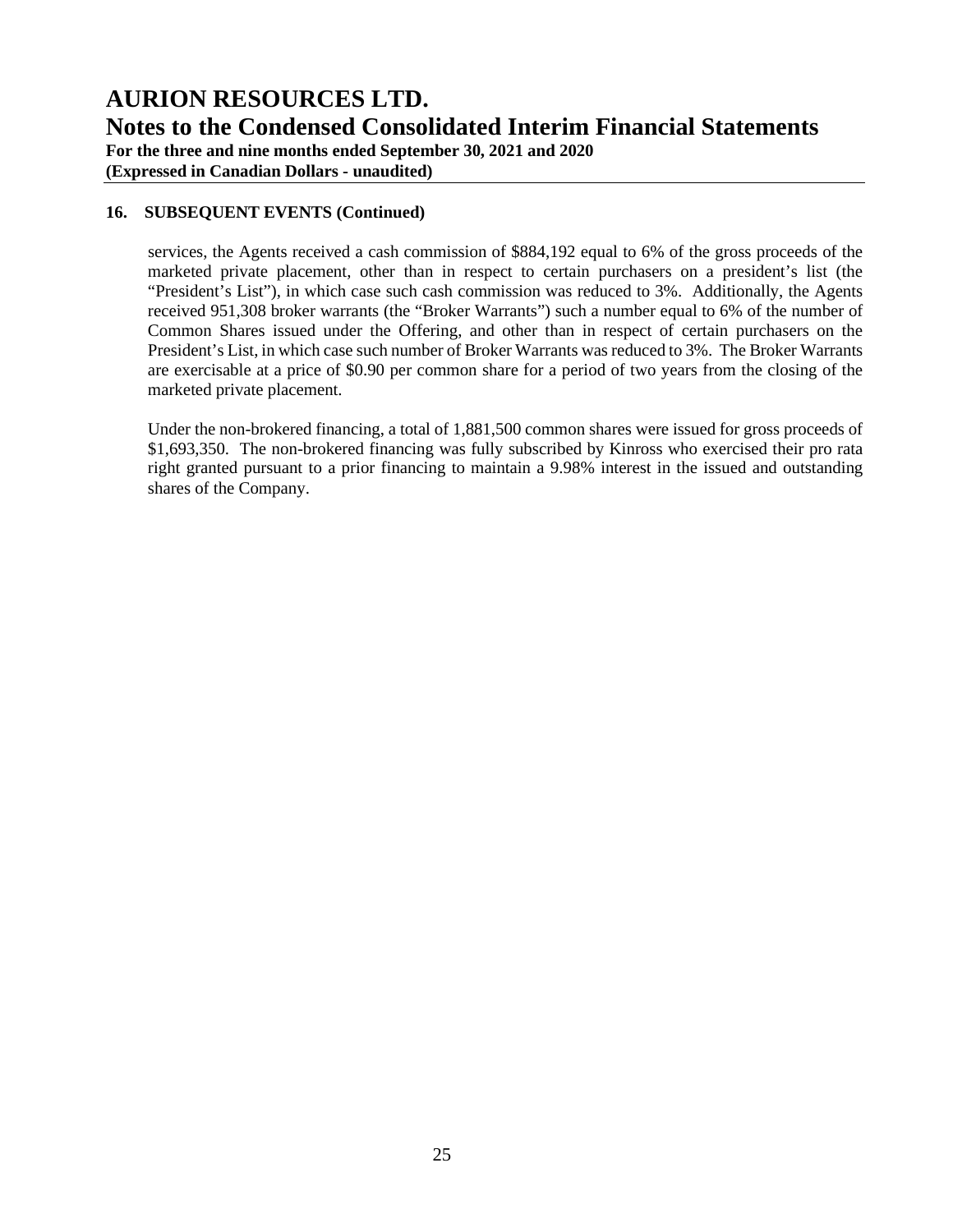## 16. SUBSEQUENT EVENTS (Continued)

services, the Agents received a cash commission of $884,192 equal to 6% of the gross proceeds of the marketed private placement, other than in respect to certain purchasers on a president's list (the "President's List"), in which case such cash commission was reduced to 3%. Additionally, the Agents received 951,308 broker warrants (the "Broker Warrants") such a number equal to 6% of the number of Common Shares issued under the Offering, and other than in respect of certain purchasers on the President's List, in which case such number of Broker Warrants was reduced to 3%. The Broker Warrants are exercisable at a price of $0.90 per common share for a period of two years from the closing of the marketed private placement.

Under the non-brokered financing, a total of 1,881,500 common shares were issued for gross proceeds of $1,693,350. The non-brokered financing was fully subscribed by Kinross who exercised their pro rata right granted pursuant to a prior financing to maintain a 9.98% interest in the issued and outstanding shares of the Company.